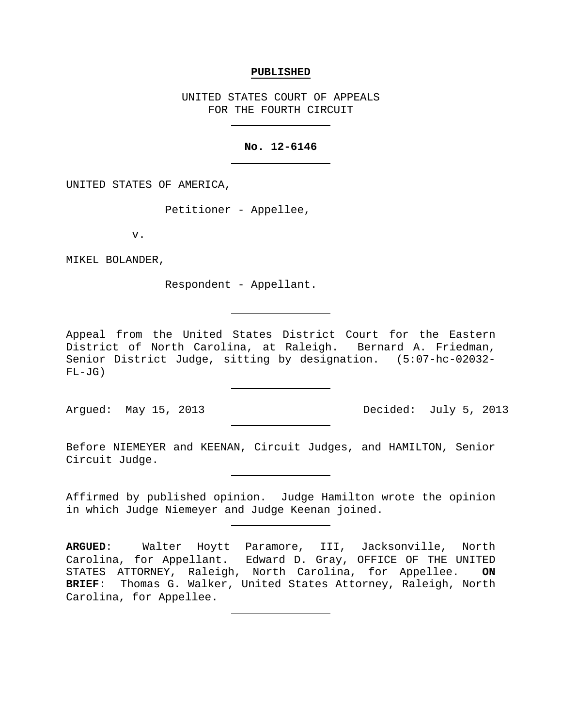**PUBLISHED**

UNITED STATES COURT OF APPEALS
FOR THE FOURTH CIRCUIT

---

**No. 12-6146**

---

UNITED STATES OF AMERICA,

Petitioner - Appellee,

v.

MIKEL BOLANDER,

Respondent - Appellant.

---

Appeal from the United States District Court for the Eastern District of North Carolina, at Raleigh. Bernard A. Friedman, Senior District Judge, sitting by designation. (5:07-hc-02032-FL-JG)

---

Argued: May 15, 2013 Decided: July 5, 2013

---

Before NIEMEYER and KEENAN, Circuit Judges, and HAMILTON, Senior Circuit Judge.

---

Affirmed by published opinion. Judge Hamilton wrote the opinion in which Judge Niemeyer and Judge Keenan joined.

---

**ARGUED**: Walter Hoytt Paramore, III, Jacksonville, North Carolina, for Appellant. Edward D. Gray, OFFICE OF THE UNITED STATES ATTORNEY, Raleigh, North Carolina, for Appellee. **ON BRIEF**: Thomas G. Walker, United States Attorney, Raleigh, North Carolina, for Appellee.

---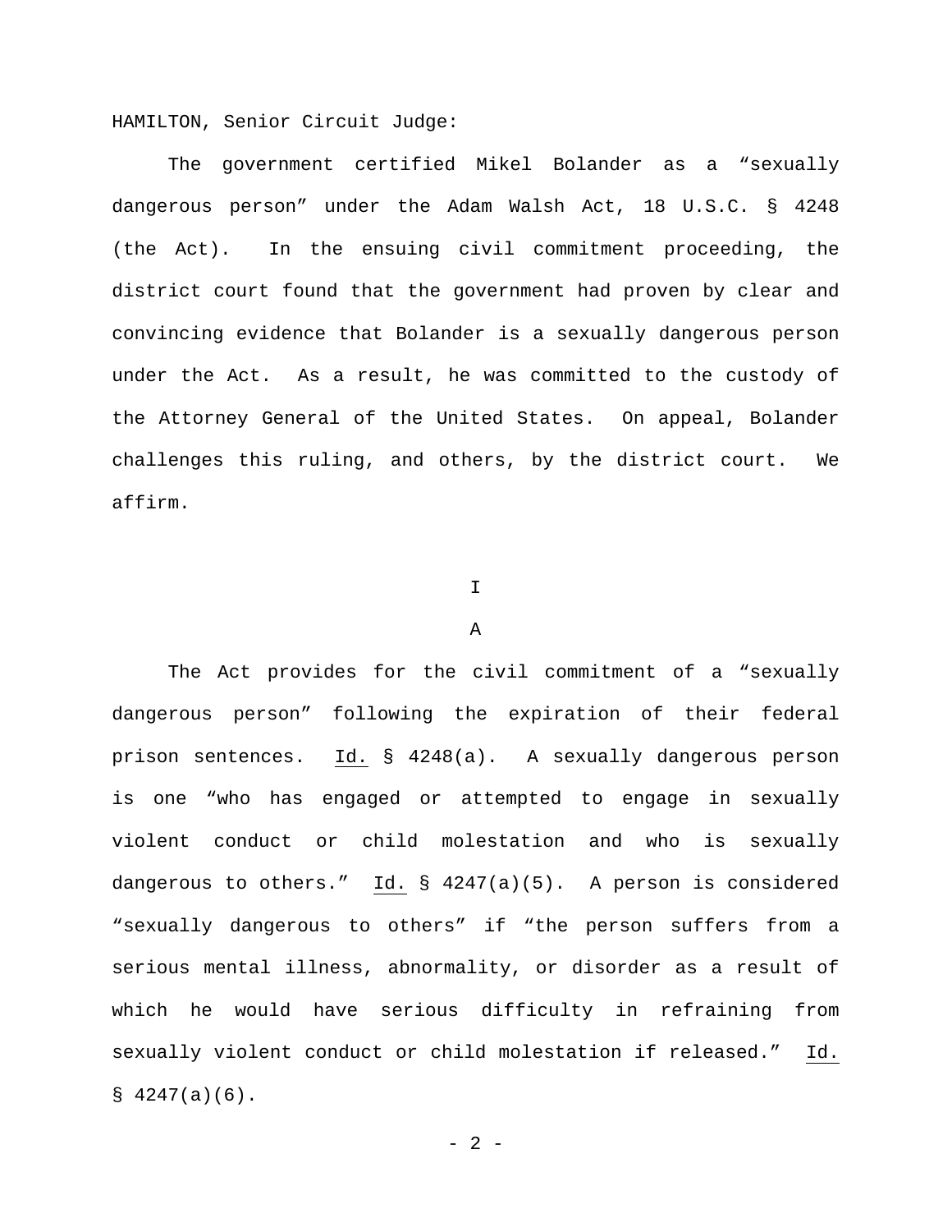HAMILTON, Senior Circuit Judge:

The government certified Mikel Bolander as a "sexually dangerous person" under the Adam Walsh Act, 18 U.S.C. § 4248 (the Act). In the ensuing civil commitment proceeding, the district court found that the government had proven by clear and convincing evidence that Bolander is a sexually dangerous person under the Act. As a result, he was committed to the custody of the Attorney General of the United States. On appeal, Bolander challenges this ruling, and others, by the district court. We affirm.

## I

### A

The Act provides for the civil commitment of a "sexually dangerous person" following the expiration of their federal prison sentences. Id. § 4248(a). A sexually dangerous person is one "who has engaged or attempted to engage in sexually violent conduct or child molestation and who is sexually dangerous to others." Id. § 4247(a)(5). A person is considered "sexually dangerous to others" if "the person suffers from a serious mental illness, abnormality, or disorder as a result of which he would have serious difficulty in refraining from sexually violent conduct or child molestation if released." Id. § 4247(a)(6).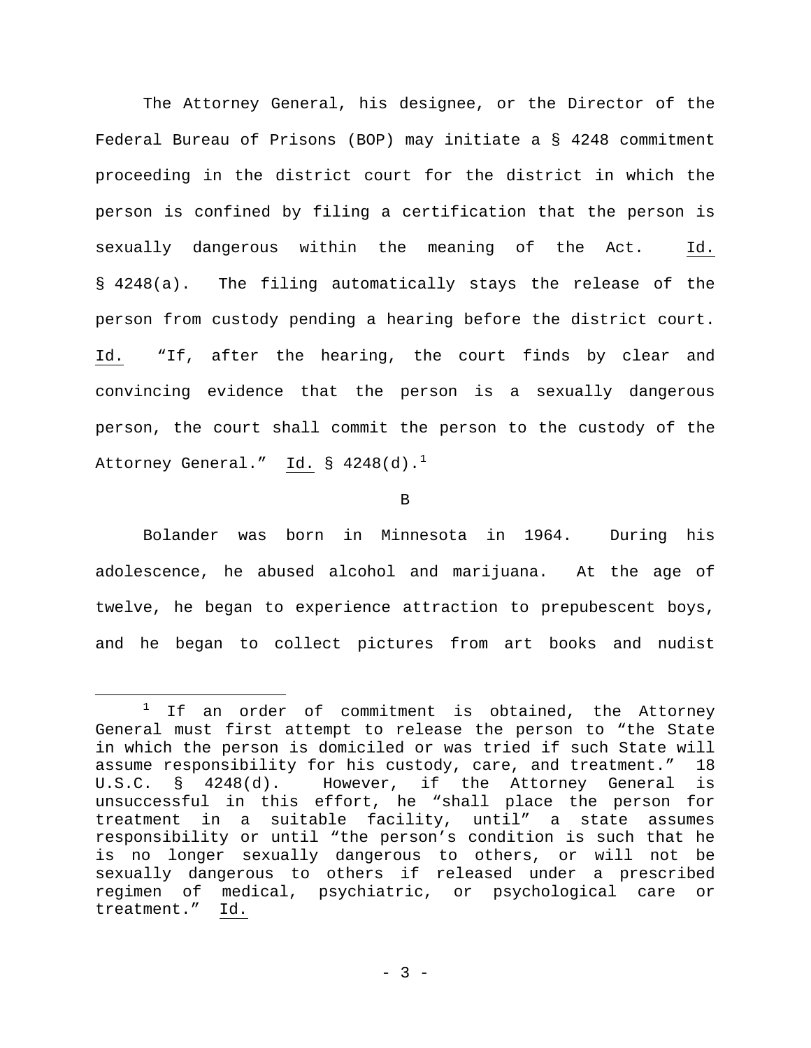The Attorney General, his designee, or the Director of the Federal Bureau of Prisons (BOP) may initiate a § 4248 commitment proceeding in the district court for the district in which the person is confined by filing a certification that the person is sexually dangerous within the meaning of the Act. Id. § 4248(a). The filing automatically stays the release of the person from custody pending a hearing before the district court. Id. "If, after the hearing, the court finds by clear and convincing evidence that the person is a sexually dangerous person, the court shall commit the person to the custody of the Attorney General." Id. § 4248(d).[1]

B

Bolander was born in Minnesota in 1964. During his adolescence, he abused alcohol and marijuana. At the age of twelve, he began to experience attraction to prepubescent boys, and he began to collect pictures from art books and nudist

[1] If an order of commitment is obtained, the Attorney General must first attempt to release the person to "the State in which the person is domiciled or was tried if such State will assume responsibility for his custody, care, and treatment." 18 U.S.C. § 4248(d). However, if the Attorney General is unsuccessful in this effort, he "shall place the person for treatment in a suitable facility, until" a state assumes responsibility or until "the person's condition is such that he is no longer sexually dangerous to others, or will not be sexually dangerous to others if released under a prescribed regimen of medical, psychiatric, or psychological care or treatment." Id.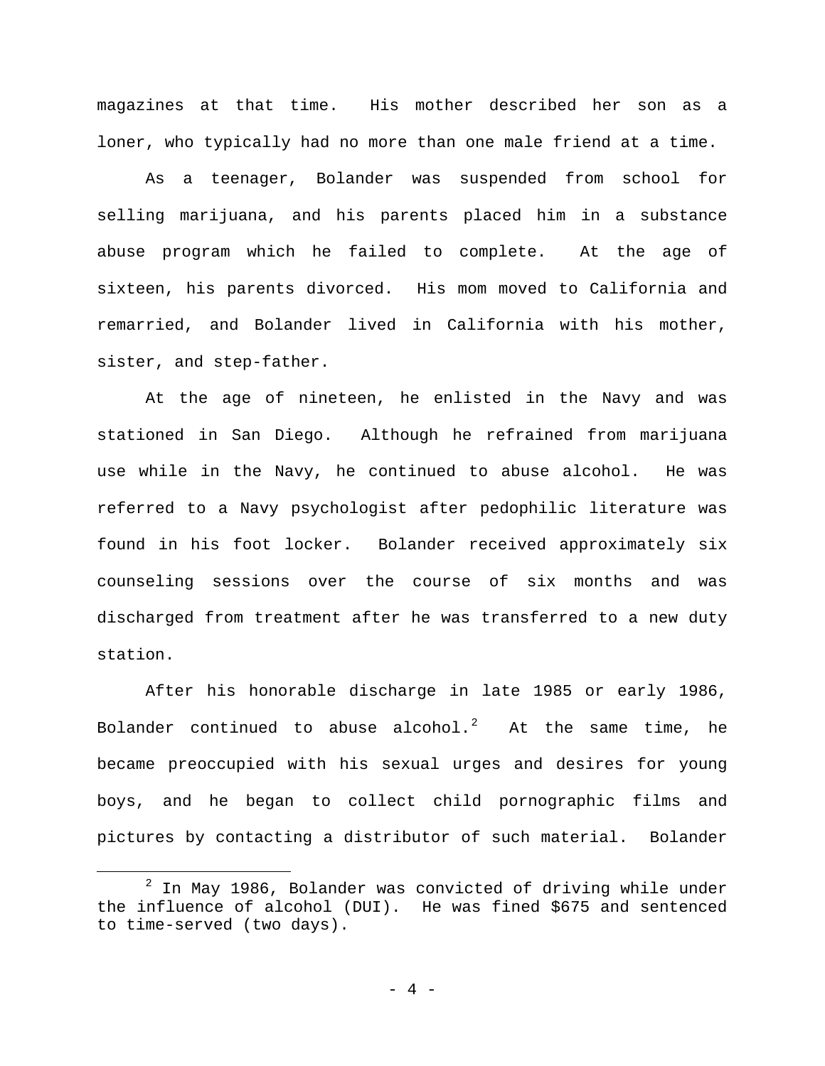magazines at that time. His mother described her son as a loner, who typically had no more than one male friend at a time.

As a teenager, Bolander was suspended from school for selling marijuana, and his parents placed him in a substance abuse program which he failed to complete. At the age of sixteen, his parents divorced. His mom moved to California and remarried, and Bolander lived in California with his mother, sister, and step-father.

At the age of nineteen, he enlisted in the Navy and was stationed in San Diego. Although he refrained from marijuana use while in the Navy, he continued to abuse alcohol. He was referred to a Navy psychologist after pedophilic literature was found in his foot locker. Bolander received approximately six counseling sessions over the course of six months and was discharged from treatment after he was transferred to a new duty station.

After his honorable discharge in late 1985 or early 1986, Bolander continued to abuse alcohol.[2] At the same time, he became preoccupied with his sexual urges and desires for young boys, and he began to collect child pornographic films and pictures by contacting a distributor of such material. Bolander

---

[2] In May 1986, Bolander was convicted of driving while under the influence of alcohol (DUI). He was fined $675 and sentenced to time-served (two days).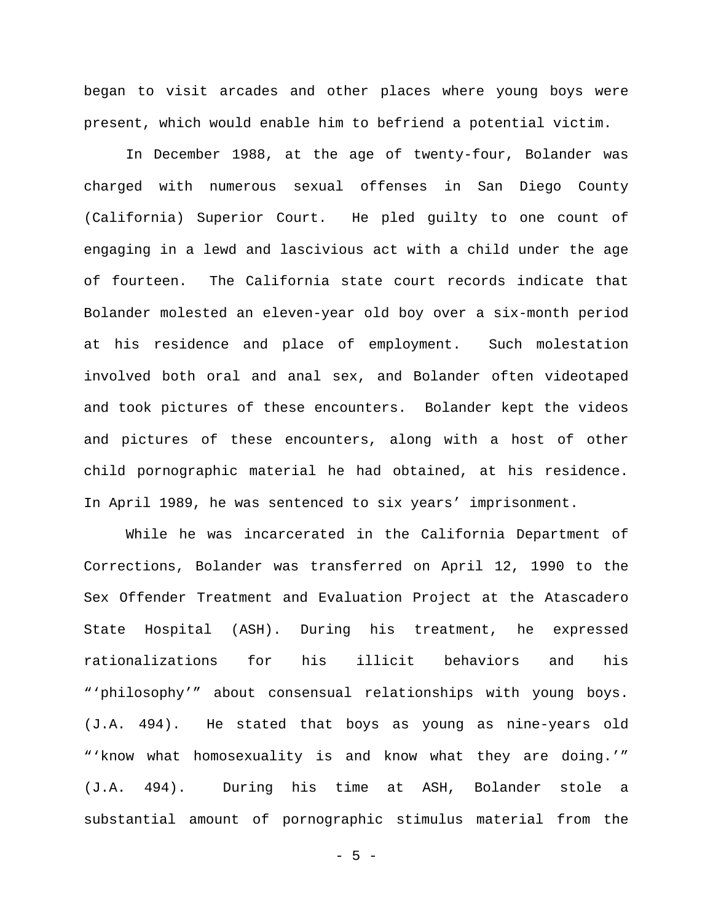began to visit arcades and other places where young boys were present, which would enable him to befriend a potential victim.

In December 1988, at the age of twenty-four, Bolander was charged with numerous sexual offenses in San Diego County (California) Superior Court. He pled guilty to one count of engaging in a lewd and lascivious act with a child under the age of fourteen. The California state court records indicate that Bolander molested an eleven-year old boy over a six-month period at his residence and place of employment. Such molestation involved both oral and anal sex, and Bolander often videotaped and took pictures of these encounters. Bolander kept the videos and pictures of these encounters, along with a host of other child pornographic material he had obtained, at his residence. In April 1989, he was sentenced to six years' imprisonment.

While he was incarcerated in the California Department of Corrections, Bolander was transferred on April 12, 1990 to the Sex Offender Treatment and Evaluation Project at the Atascadero State Hospital (ASH). During his treatment, he expressed rationalizations for his illicit behaviors and his "'philosophy'" about consensual relationships with young boys. (J.A. 494). He stated that boys as young as nine-years old "'know what homosexuality is and know what they are doing.'" (J.A. 494). During his time at ASH, Bolander stole a substantial amount of pornographic stimulus material from the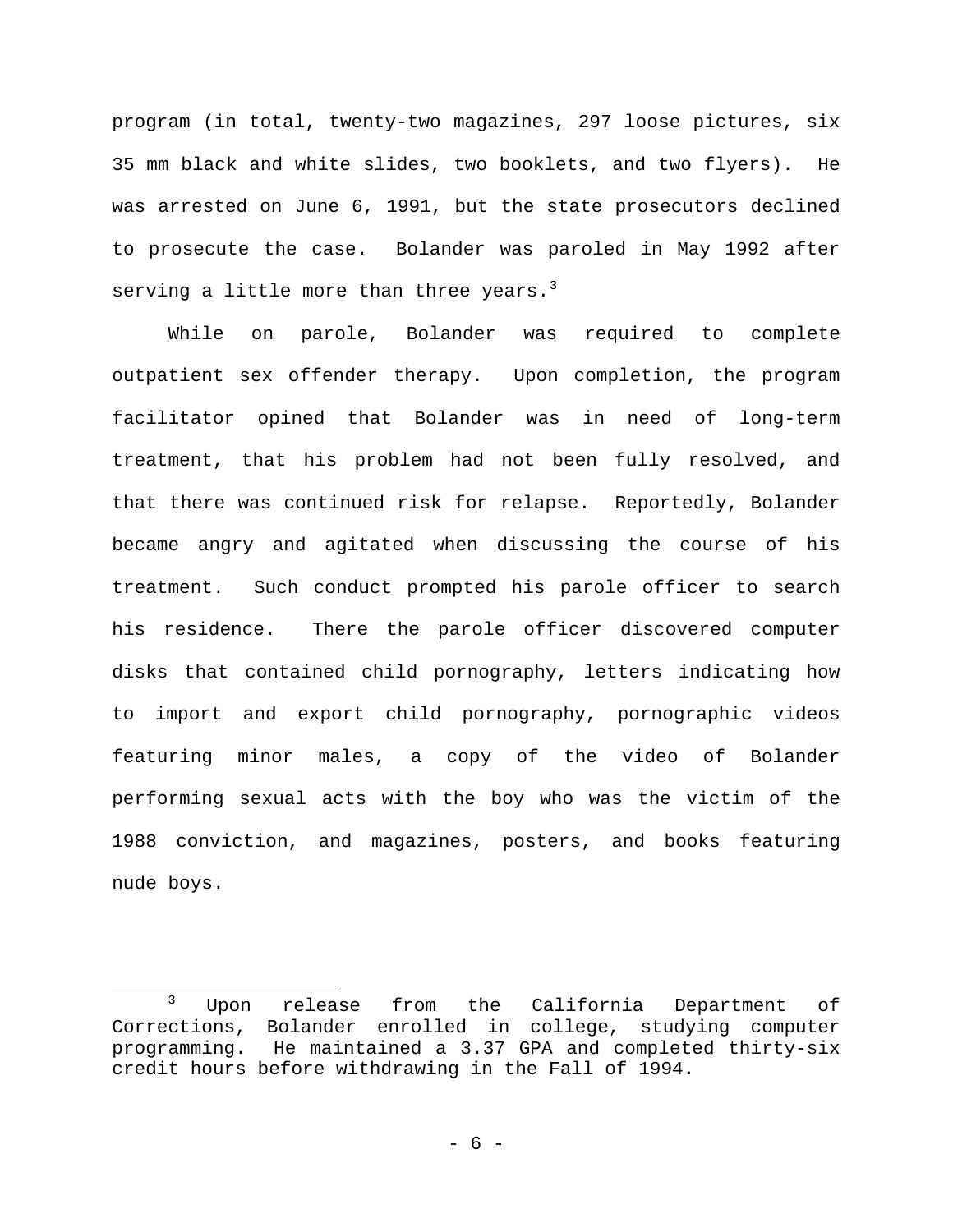program (in total, twenty-two magazines, 297 loose pictures, six 35 mm black and white slides, two booklets, and two flyers). He was arrested on June 6, 1991, but the state prosecutors declined to prosecute the case. Bolander was paroled in May 1992 after serving a little more than three years.[3]

While on parole, Bolander was required to complete outpatient sex offender therapy. Upon completion, the program facilitator opined that Bolander was in need of long-term treatment, that his problem had not been fully resolved, and that there was continued risk for relapse. Reportedly, Bolander became angry and agitated when discussing the course of his treatment. Such conduct prompted his parole officer to search his residence. There the parole officer discovered computer disks that contained child pornography, letters indicating how to import and export child pornography, pornographic videos featuring minor males, a copy of the video of Bolander performing sexual acts with the boy who was the victim of the 1988 conviction, and magazines, posters, and books featuring nude boys.

---

[3] Upon release from the California Department of Corrections, Bolander enrolled in college, studying computer programming. He maintained a 3.37 GPA and completed thirty-six credit hours before withdrawing in the Fall of 1994.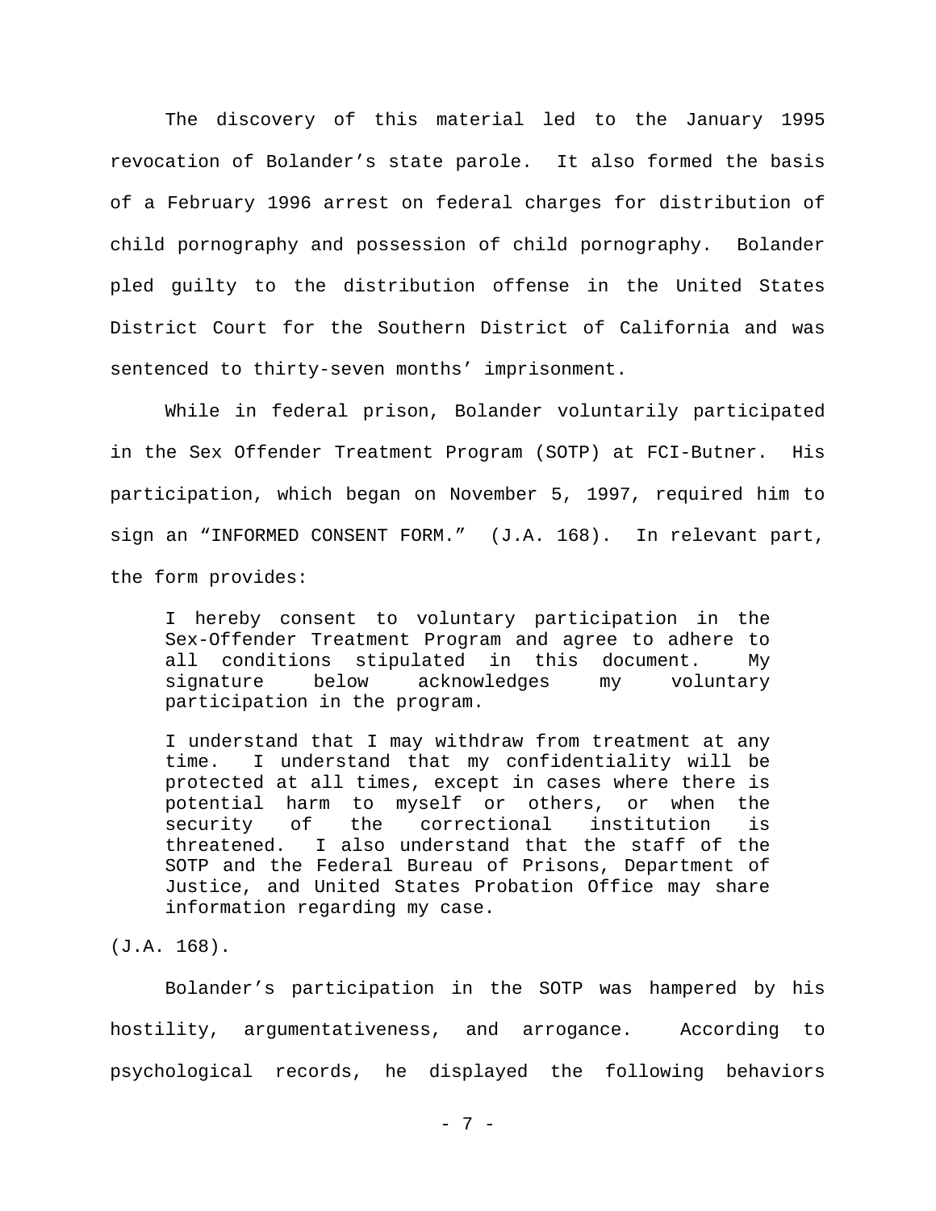The discovery of this material led to the January 1995 revocation of Bolander's state parole. It also formed the basis of a February 1996 arrest on federal charges for distribution of child pornography and possession of child pornography. Bolander pled guilty to the distribution offense in the United States District Court for the Southern District of California and was sentenced to thirty-seven months' imprisonment.

While in federal prison, Bolander voluntarily participated in the Sex Offender Treatment Program (SOTP) at FCI-Butner. His participation, which began on November 5, 1997, required him to sign an "INFORMED CONSENT FORM." (J.A. 168). In relevant part, the form provides:

> I hereby consent to voluntary participation in the Sex-Offender Treatment Program and agree to adhere to all conditions stipulated in this document. My signature below acknowledges my voluntary participation in the program.
>
> I understand that I may withdraw from treatment at any time. I understand that my confidentiality will be protected at all times, except in cases where there is potential harm to myself or others, or when the security of the correctional institution is threatened. I also understand that the staff of the SOTP and the Federal Bureau of Prisons, Department of Justice, and United States Probation Office may share information regarding my case.

(J.A. 168).

Bolander's participation in the SOTP was hampered by his hostility, argumentativeness, and arrogance. According to psychological records, he displayed the following behaviors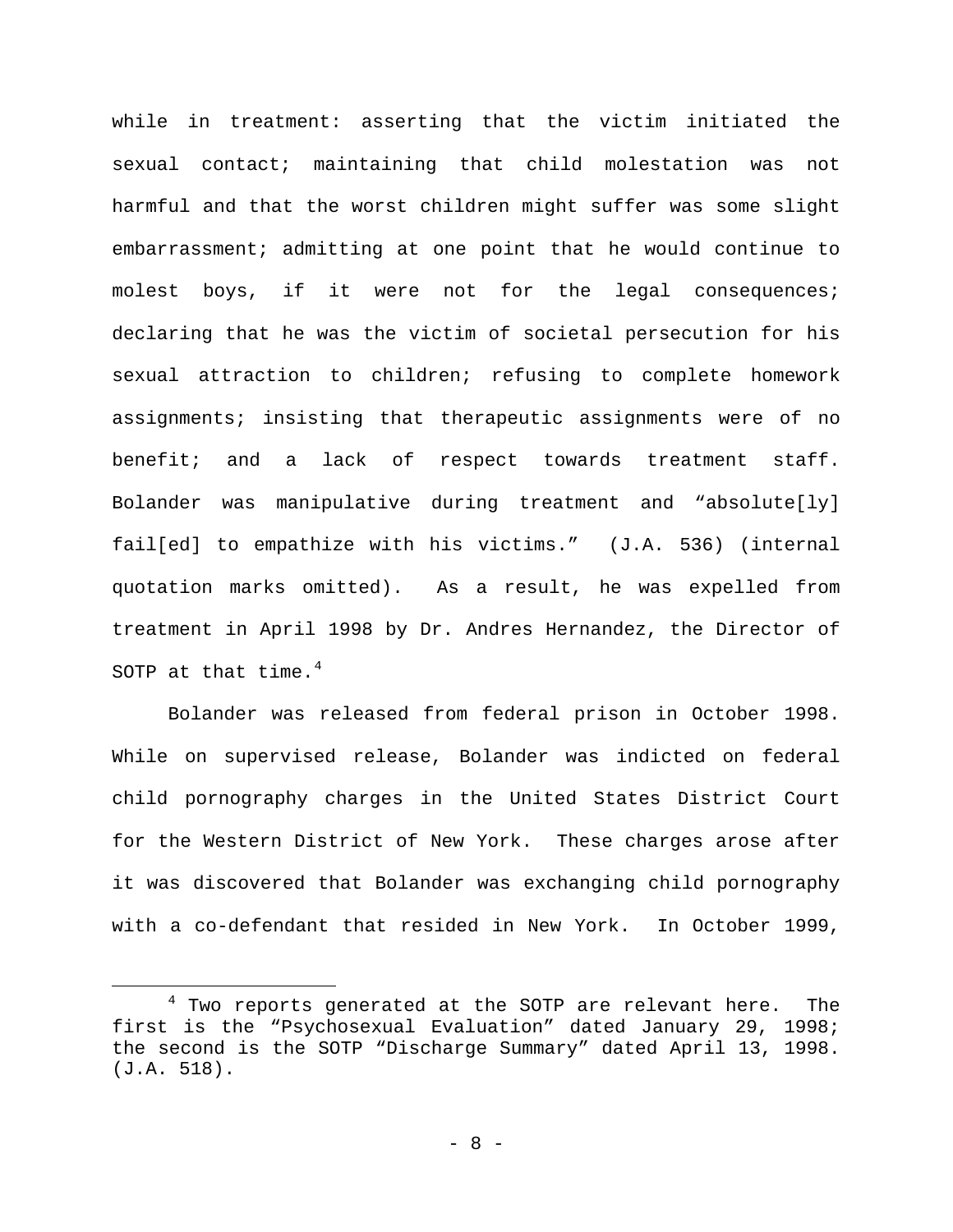while in treatment: asserting that the victim initiated the sexual contact; maintaining that child molestation was not harmful and that the worst children might suffer was some slight embarrassment; admitting at one point that he would continue to molest boys, if it were not for the legal consequences; declaring that he was the victim of societal persecution for his sexual attraction to children; refusing to complete homework assignments; insisting that therapeutic assignments were of no benefit; and a lack of respect towards treatment staff. Bolander was manipulative during treatment and "absolute[ly] fail[ed] to empathize with his victims." (J.A. 536) (internal quotation marks omitted). As a result, he was expelled from treatment in April 1998 by Dr. Andres Hernandez, the Director of SOTP at that time.[4]

Bolander was released from federal prison in October 1998. While on supervised release, Bolander was indicted on federal child pornography charges in the United States District Court for the Western District of New York. These charges arose after it was discovered that Bolander was exchanging child pornography with a co-defendant that resided in New York. In October 1999,

[4] Two reports generated at the SOTP are relevant here. The first is the "Psychosexual Evaluation" dated January 29, 1998; the second is the SOTP "Discharge Summary" dated April 13, 1998. (J.A. 518).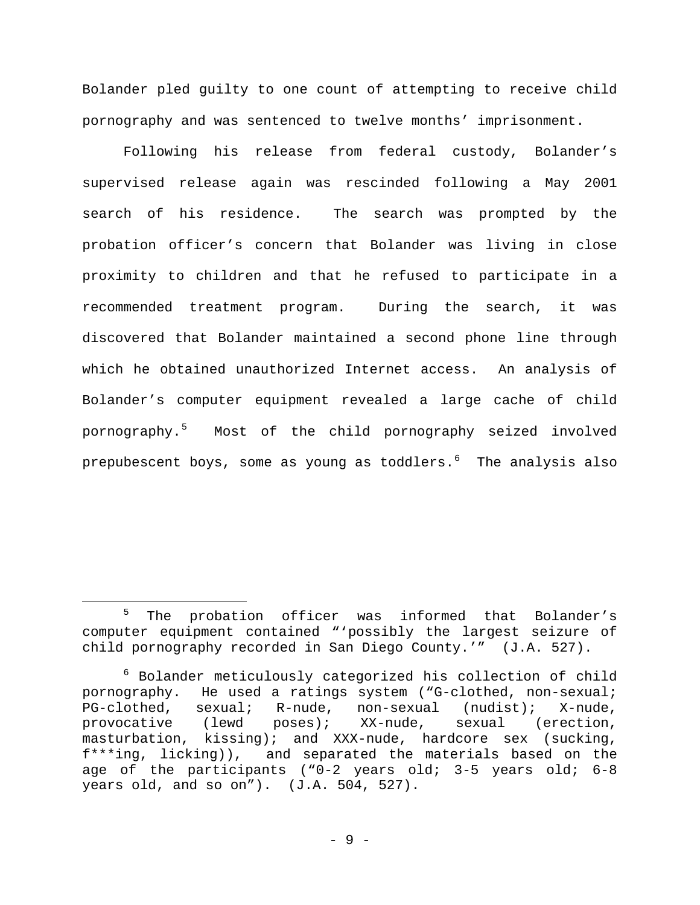Bolander pled guilty to one count of attempting to receive child pornography and was sentenced to twelve months' imprisonment.

Following his release from federal custody, Bolander's supervised release again was rescinded following a May 2001 search of his residence. The search was prompted by the probation officer's concern that Bolander was living in close proximity to children and that he refused to participate in a recommended treatment program. During the search, it was discovered that Bolander maintained a second phone line through which he obtained unauthorized Internet access. An analysis of Bolander's computer equipment revealed a large cache of child pornography.[5] Most of the child pornography seized involved prepubescent boys, some as young as toddlers.[6] The analysis also

---

[5] The probation officer was informed that Bolander's computer equipment contained "'possibly the largest seizure of child pornography recorded in San Diego County.'" (J.A. 527).

[6] Bolander meticulously categorized his collection of child pornography. He used a ratings system ("G-clothed, non-sexual; PG-clothed, sexual; R-nude, non-sexual (nudist); X-nude, provocative (lewd poses); XX-nude, sexual (erection, masturbation, kissing); and XXX-nude, hardcore sex (sucking, f***ing, licking)), and separated the materials based on the age of the participants ("0-2 years old; 3-5 years old; 6-8 years old, and so on"). (J.A. 504, 527).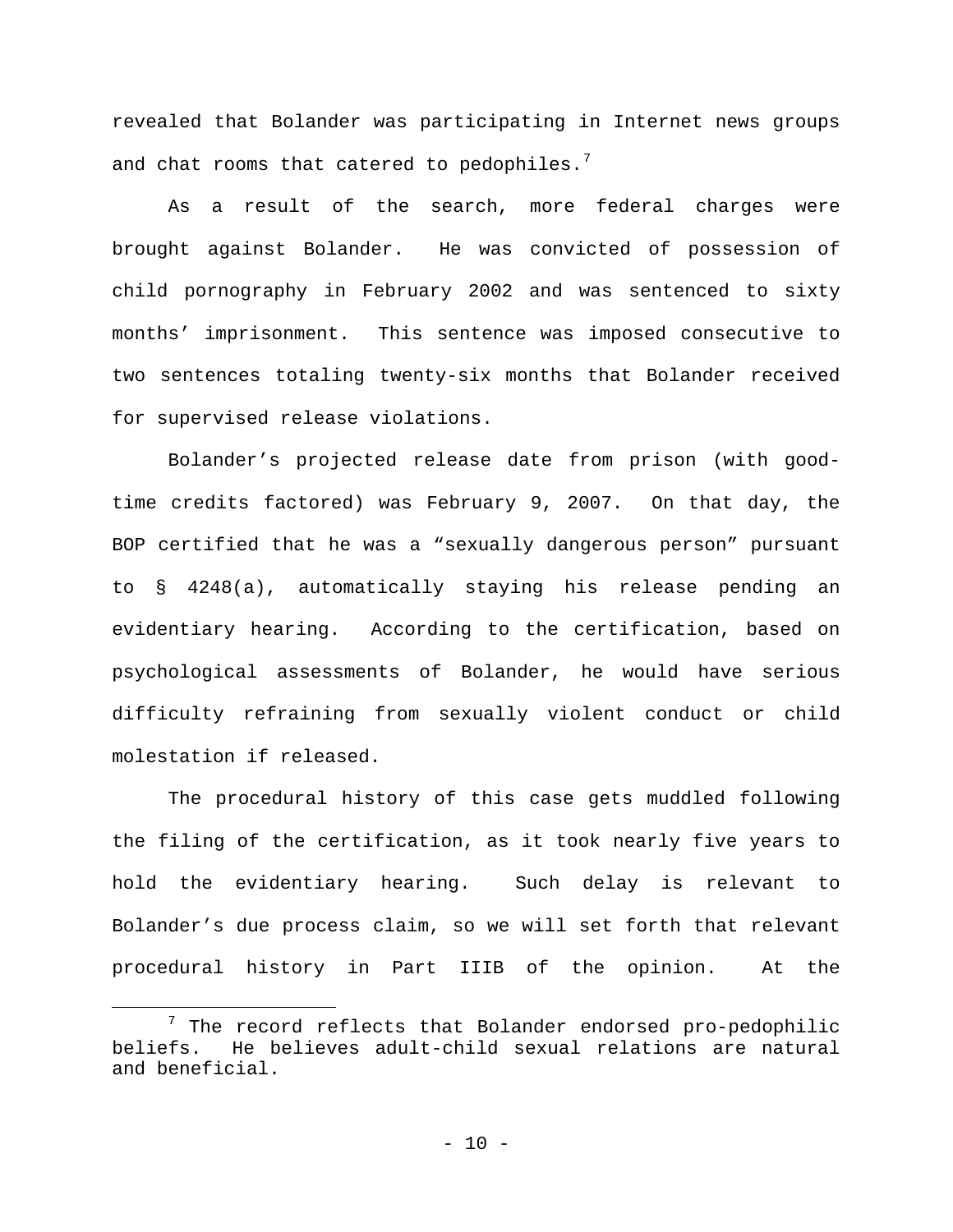revealed that Bolander was participating in Internet news groups and chat rooms that catered to pedophiles.[7]

As a result of the search, more federal charges were brought against Bolander. He was convicted of possession of child pornography in February 2002 and was sentenced to sixty months' imprisonment. This sentence was imposed consecutive to two sentences totaling twenty-six months that Bolander received for supervised release violations.

Bolander's projected release date from prison (with good-time credits factored) was February 9, 2007. On that day, the BOP certified that he was a "sexually dangerous person" pursuant to § 4248(a), automatically staying his release pending an evidentiary hearing. According to the certification, based on psychological assessments of Bolander, he would have serious difficulty refraining from sexually violent conduct or child molestation if released.

The procedural history of this case gets muddled following the filing of the certification, as it took nearly five years to hold the evidentiary hearing. Such delay is relevant to Bolander's due process claim, so we will set forth that relevant procedural history in Part IIIB of the opinion. At the

[7] The record reflects that Bolander endorsed pro-pedophilic beliefs. He believes adult-child sexual relations are natural and beneficial.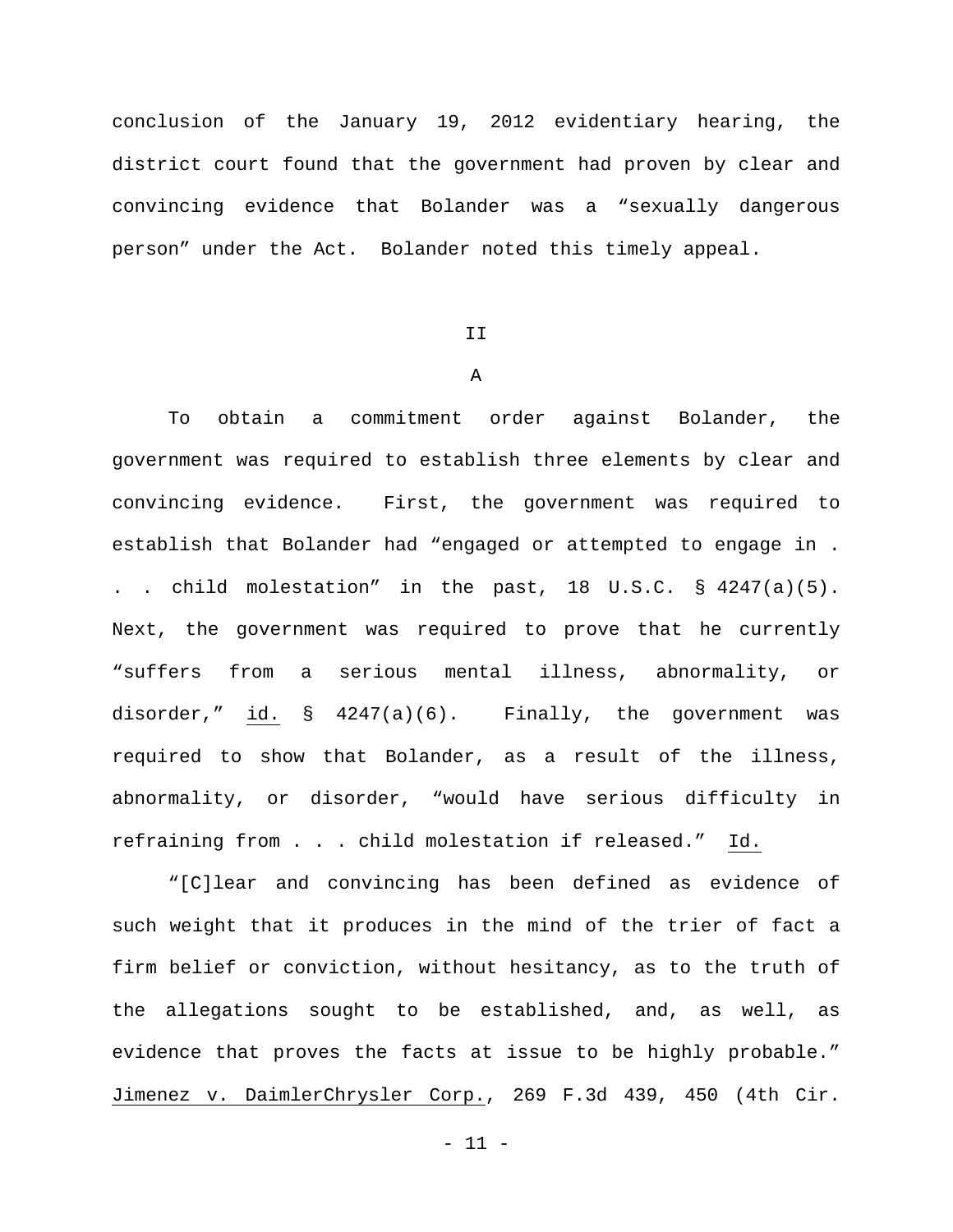conclusion of the January 19, 2012 evidentiary hearing, the district court found that the government had proven by clear and convincing evidence that Bolander was a "sexually dangerous person" under the Act. Bolander noted this timely appeal.

## II

### A

To obtain a commitment order against Bolander, the government was required to establish three elements by clear and convincing evidence. First, the government was required to establish that Bolander had "engaged or attempted to engage in . . . child molestation" in the past, 18 U.S.C. § 4247(a)(5). Next, the government was required to prove that he currently "suffers from a serious mental illness, abnormality, or disorder," <u>id.</u> § 4247(a)(6). Finally, the government was required to show that Bolander, as a result of the illness, abnormality, or disorder, "would have serious difficulty in refraining from . . . child molestation if released." <u>Id.</u>

"[C]lear and convincing has been defined as evidence of such weight that it produces in the mind of the trier of fact a firm belief or conviction, without hesitancy, as to the truth of the allegations sought to be established, and, as well, as evidence that proves the facts at issue to be highly probable." <u>Jimenez v. DaimlerChrysler Corp.</u>, 269 F.3d 439, 450 (4th Cir.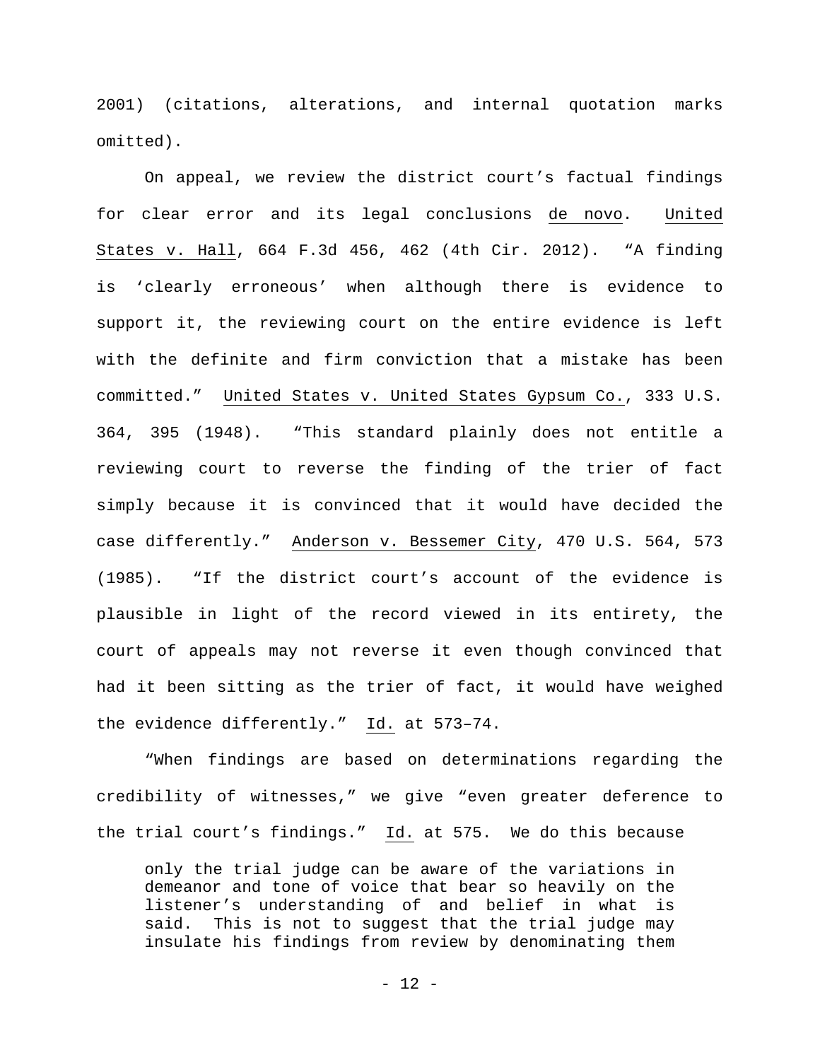2001) (citations, alterations, and internal quotation marks omitted).

On appeal, we review the district court's factual findings for clear error and its legal conclusions de novo. United States v. Hall, 664 F.3d 456, 462 (4th Cir. 2012). "A finding is 'clearly erroneous' when although there is evidence to support it, the reviewing court on the entire evidence is left with the definite and firm conviction that a mistake has been committed." United States v. United States Gypsum Co., 333 U.S. 364, 395 (1948). "This standard plainly does not entitle a reviewing court to reverse the finding of the trier of fact simply because it is convinced that it would have decided the case differently." Anderson v. Bessemer City, 470 U.S. 564, 573 (1985). "If the district court's account of the evidence is plausible in light of the record viewed in its entirety, the court of appeals may not reverse it even though convinced that had it been sitting as the trier of fact, it would have weighed the evidence differently." Id. at 573–74.

"When findings are based on determinations regarding the credibility of witnesses," we give "even greater deference to the trial court's findings." Id. at 575. We do this because

> only the trial judge can be aware of the variations in demeanor and tone of voice that bear so heavily on the listener's understanding of and belief in what is said. This is not to suggest that the trial judge may insulate his findings from review by denominating them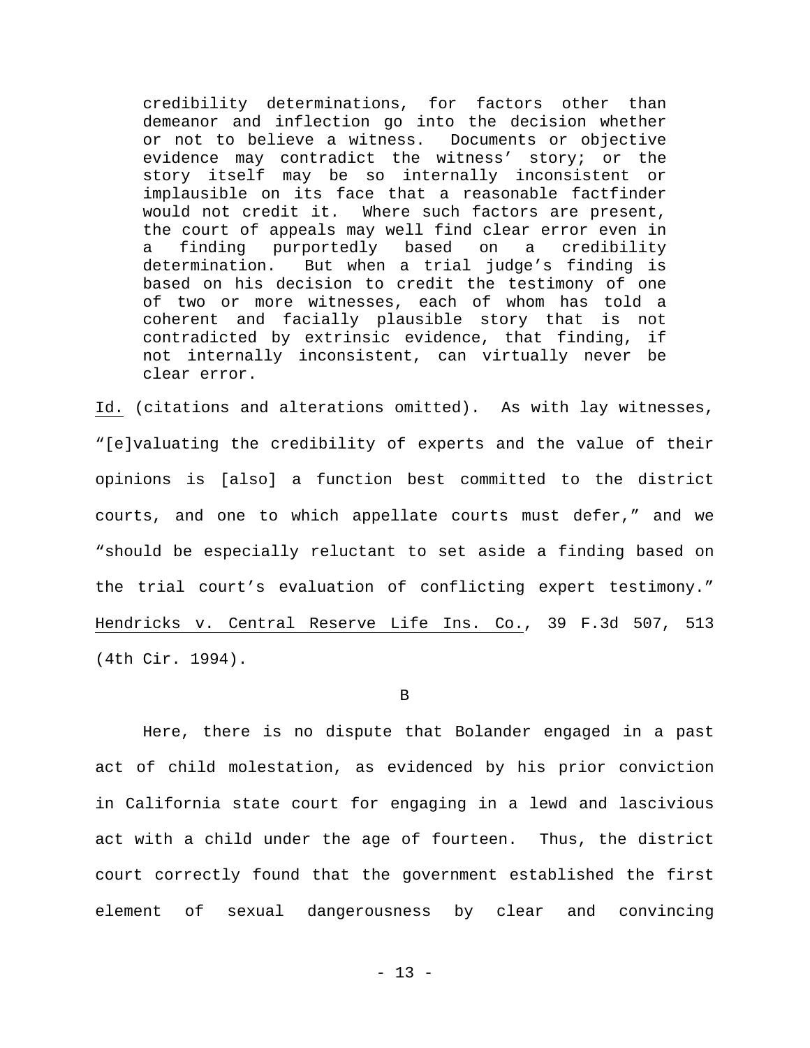> credibility determinations, for factors other than demeanor and inflection go into the decision whether or not to believe a witness. Documents or objective evidence may contradict the witness' story; or the story itself may be so internally inconsistent or implausible on its face that a reasonable factfinder would not credit it. Where such factors are present, the court of appeals may well find clear error even in a finding purportedly based on a credibility determination. But when a trial judge's finding is based on his decision to credit the testimony of one of two or more witnesses, each of whom has told a coherent and facially plausible story that is not contradicted by extrinsic evidence, that finding, if not internally inconsistent, can virtually never be clear error.

Id. (citations and alterations omitted). As with lay witnesses, "[e]valuating the credibility of experts and the value of their opinions is [also] a function best committed to the district courts, and one to which appellate courts must defer," and we "should be especially reluctant to set aside a finding based on the trial court's evaluation of conflicting expert testimony." Hendricks v. Central Reserve Life Ins. Co., 39 F.3d 507, 513 (4th Cir. 1994).

B

Here, there is no dispute that Bolander engaged in a past act of child molestation, as evidenced by his prior conviction in California state court for engaging in a lewd and lascivious act with a child under the age of fourteen. Thus, the district court correctly found that the government established the first element of sexual dangerousness by clear and convincing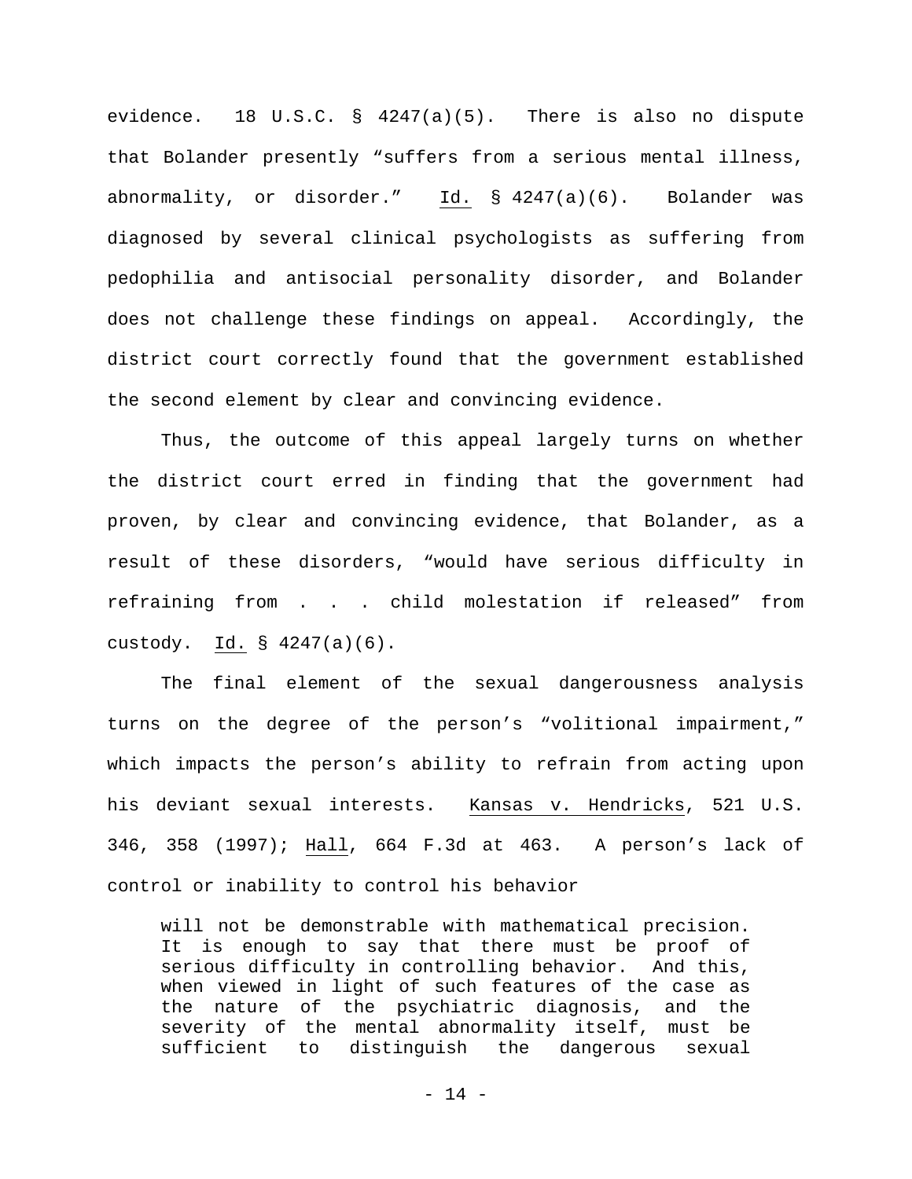evidence. 18 U.S.C. § 4247(a)(5). There is also no dispute that Bolander presently "suffers from a serious mental illness, abnormality, or disorder." Id. § 4247(a)(6). Bolander was diagnosed by several clinical psychologists as suffering from pedophilia and antisocial personality disorder, and Bolander does not challenge these findings on appeal. Accordingly, the district court correctly found that the government established the second element by clear and convincing evidence.

Thus, the outcome of this appeal largely turns on whether the district court erred in finding that the government had proven, by clear and convincing evidence, that Bolander, as a result of these disorders, "would have serious difficulty in refraining from . . . child molestation if released" from custody. Id. § 4247(a)(6).

The final element of the sexual dangerousness analysis turns on the degree of the person's "volitional impairment," which impacts the person's ability to refrain from acting upon his deviant sexual interests. Kansas v. Hendricks, 521 U.S. 346, 358 (1997); Hall, 664 F.3d at 463. A person's lack of control or inability to control his behavior

> will not be demonstrable with mathematical precision. It is enough to say that there must be proof of serious difficulty in controlling behavior. And this, when viewed in light of such features of the case as the nature of the psychiatric diagnosis, and the severity of the mental abnormality itself, must be sufficient to distinguish the dangerous sexual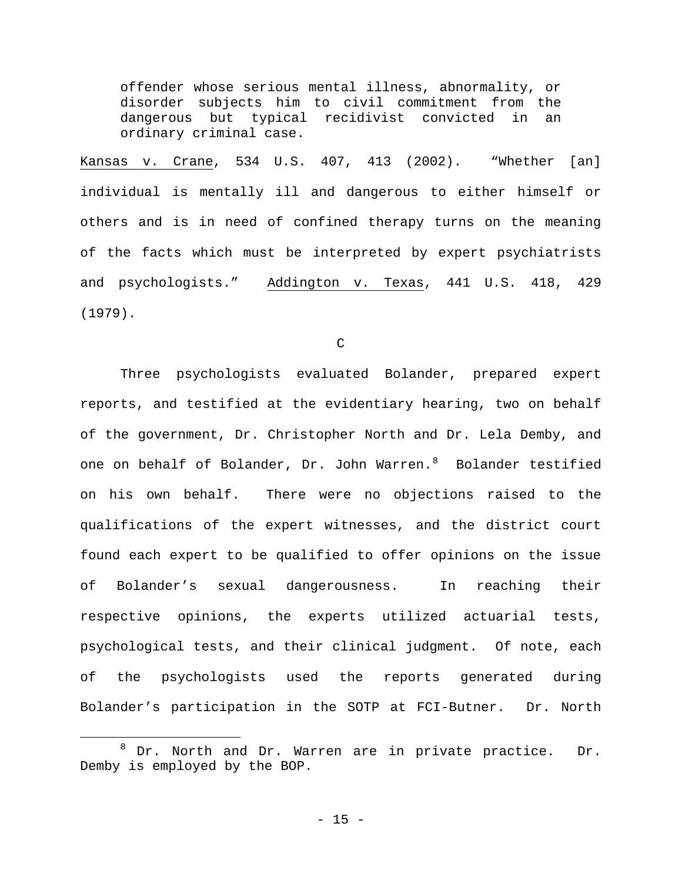> offender whose serious mental illness, abnormality, or disorder subjects him to civil commitment from the dangerous but typical recidivist convicted in an ordinary criminal case.

Kansas v. Crane, 534 U.S. 407, 413 (2002). "Whether [an] individual is mentally ill and dangerous to either himself or others and is in need of confined therapy turns on the meaning of the facts which must be interpreted by expert psychiatrists and psychologists." Addington v. Texas, 441 U.S. 418, 429 (1979).

### C

Three psychologists evaluated Bolander, prepared expert reports, and testified at the evidentiary hearing, two on behalf of the government, Dr. Christopher North and Dr. Lela Demby, and one on behalf of Bolander, Dr. John Warren.[8] Bolander testified on his own behalf. There were no objections raised to the qualifications of the expert witnesses, and the district court found each expert to be qualified to offer opinions on the issue of Bolander's sexual dangerousness. In reaching their respective opinions, the experts utilized actuarial tests, psychological tests, and their clinical judgment. Of note, each of the psychologists used the reports generated during Bolander's participation in the SOTP at FCI-Butner. Dr. North

---

[8] Dr. North and Dr. Warren are in private practice. Dr. Demby is employed by the BOP.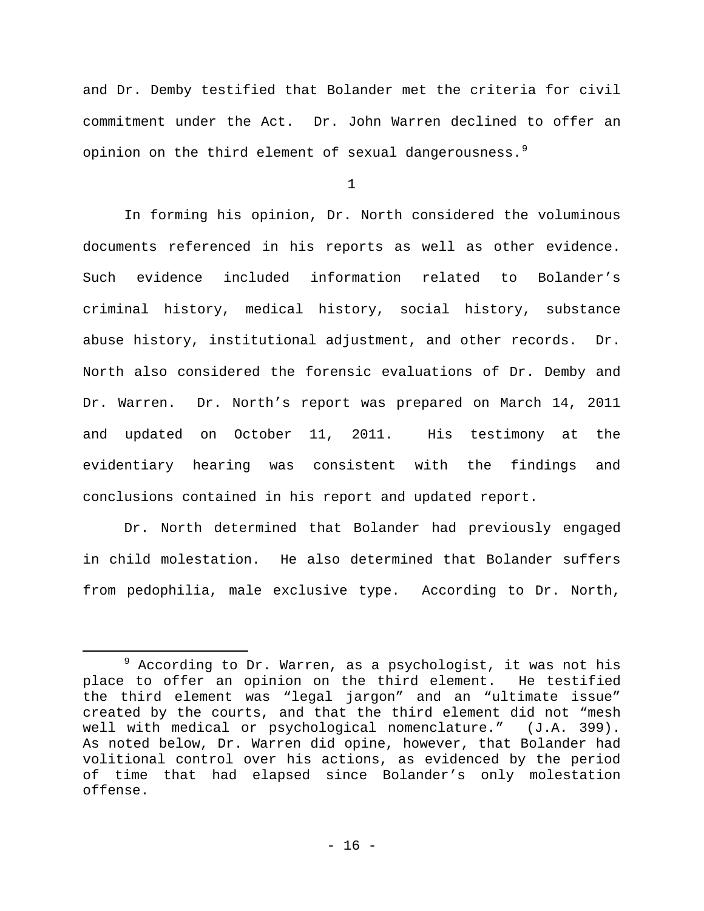and Dr. Demby testified that Bolander met the criteria for civil commitment under the Act. Dr. John Warren declined to offer an opinion on the third element of sexual dangerousness.[9]

1

In forming his opinion, Dr. North considered the voluminous documents referenced in his reports as well as other evidence. Such evidence included information related to Bolander's criminal history, medical history, social history, substance abuse history, institutional adjustment, and other records. Dr. North also considered the forensic evaluations of Dr. Demby and Dr. Warren. Dr. North's report was prepared on March 14, 2011 and updated on October 11, 2011. His testimony at the evidentiary hearing was consistent with the findings and conclusions contained in his report and updated report.

Dr. North determined that Bolander had previously engaged in child molestation. He also determined that Bolander suffers from pedophilia, male exclusive type. According to Dr. North,

[9] According to Dr. Warren, as a psychologist, it was not his place to offer an opinion on the third element. He testified the third element was "legal jargon" and an "ultimate issue" created by the courts, and that the third element did not "mesh well with medical or psychological nomenclature." (J.A. 399). As noted below, Dr. Warren did opine, however, that Bolander had volitional control over his actions, as evidenced by the period of time that had elapsed since Bolander's only molestation offense.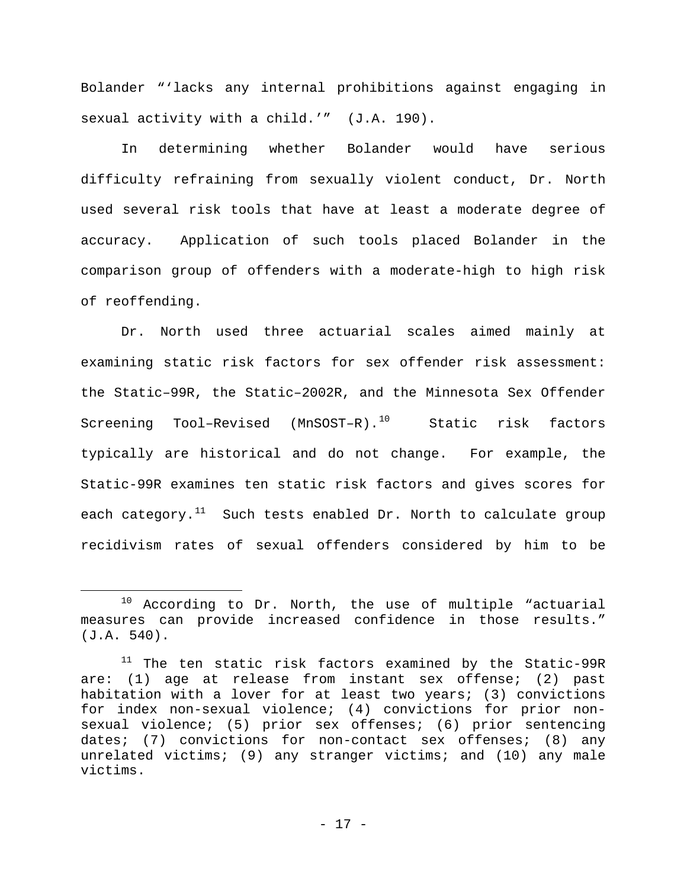Bolander "'lacks any internal prohibitions against engaging in sexual activity with a child.'" (J.A. 190).

In determining whether Bolander would have serious difficulty refraining from sexually violent conduct, Dr. North used several risk tools that have at least a moderate degree of accuracy. Application of such tools placed Bolander in the comparison group of offenders with a moderate-high to high risk of reoffending.

Dr. North used three actuarial scales aimed mainly at examining static risk factors for sex offender risk assessment: the Static–99R, the Static–2002R, and the Minnesota Sex Offender Screening Tool–Revised (MnSOST–R).[10] Static risk factors typically are historical and do not change. For example, the Static-99R examines ten static risk factors and gives scores for each category.[11] Such tests enabled Dr. North to calculate group recidivism rates of sexual offenders considered by him to be

---

[10] According to Dr. North, the use of multiple "actuarial measures can provide increased confidence in those results." (J.A. 540).

[11] The ten static risk factors examined by the Static-99R are: (1) age at release from instant sex offense; (2) past habitation with a lover for at least two years; (3) convictions for index non-sexual violence; (4) convictions for prior non-sexual violence; (5) prior sex offenses; (6) prior sentencing dates; (7) convictions for non-contact sex offenses; (8) any unrelated victims; (9) any stranger victims; and (10) any male victims.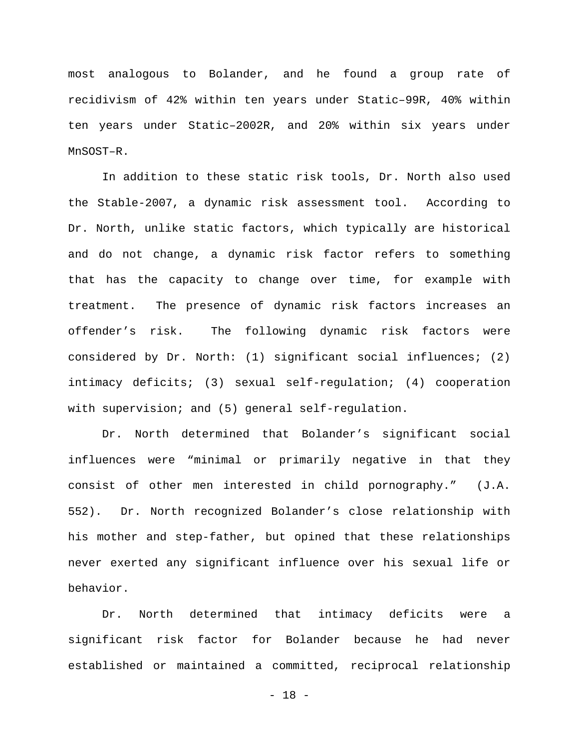most analogous to Bolander, and he found a group rate of recidivism of 42% within ten years under Static–99R, 40% within ten years under Static–2002R, and 20% within six years under MnSOST–R.

In addition to these static risk tools, Dr. North also used the Stable-2007, a dynamic risk assessment tool. According to Dr. North, unlike static factors, which typically are historical and do not change, a dynamic risk factor refers to something that has the capacity to change over time, for example with treatment. The presence of dynamic risk factors increases an offender's risk. The following dynamic risk factors were considered by Dr. North: (1) significant social influences; (2) intimacy deficits; (3) sexual self-regulation; (4) cooperation with supervision; and (5) general self-regulation.

Dr. North determined that Bolander's significant social influences were "minimal or primarily negative in that they consist of other men interested in child pornography." (J.A. 552). Dr. North recognized Bolander's close relationship with his mother and step-father, but opined that these relationships never exerted any significant influence over his sexual life or behavior.

Dr. North determined that intimacy deficits were a significant risk factor for Bolander because he had never established or maintained a committed, reciprocal relationship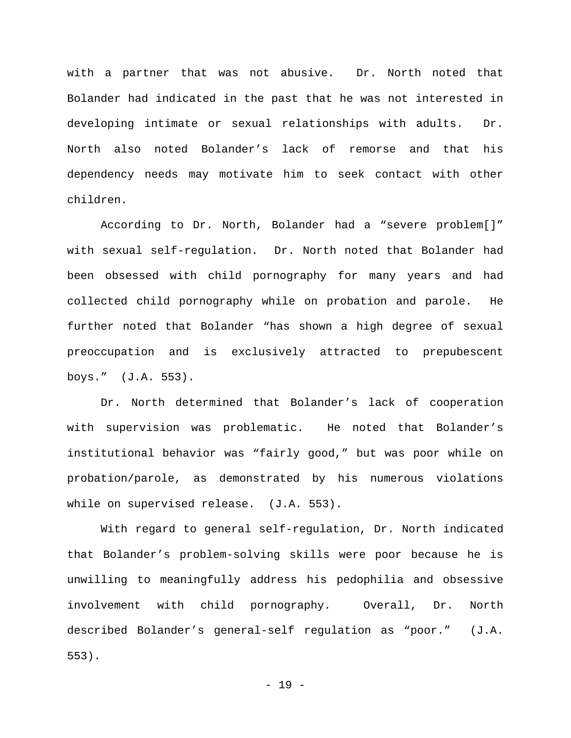with a partner that was not abusive. Dr. North noted that Bolander had indicated in the past that he was not interested in developing intimate or sexual relationships with adults. Dr. North also noted Bolander's lack of remorse and that his dependency needs may motivate him to seek contact with other children.

According to Dr. North, Bolander had a "severe problem[]" with sexual self-regulation. Dr. North noted that Bolander had been obsessed with child pornography for many years and had collected child pornography while on probation and parole. He further noted that Bolander "has shown a high degree of sexual preoccupation and is exclusively attracted to prepubescent boys." (J.A. 553).

Dr. North determined that Bolander's lack of cooperation with supervision was problematic. He noted that Bolander's institutional behavior was "fairly good," but was poor while on probation/parole, as demonstrated by his numerous violations while on supervised release. (J.A. 553).

With regard to general self-regulation, Dr. North indicated that Bolander's problem-solving skills were poor because he is unwilling to meaningfully address his pedophilia and obsessive involvement with child pornography. Overall, Dr. North described Bolander's general-self regulation as "poor." (J.A. 553).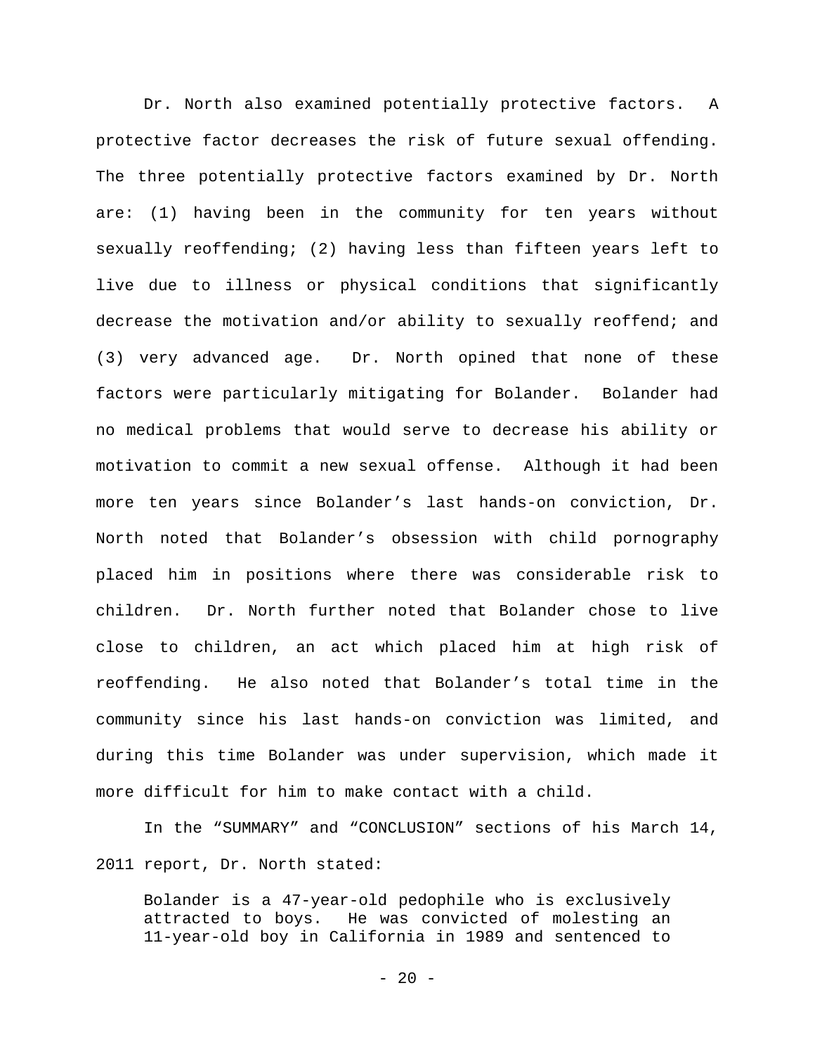Dr. North also examined potentially protective factors. A protective factor decreases the risk of future sexual offending. The three potentially protective factors examined by Dr. North are: (1) having been in the community for ten years without sexually reoffending; (2) having less than fifteen years left to live due to illness or physical conditions that significantly decrease the motivation and/or ability to sexually reoffend; and (3) very advanced age. Dr. North opined that none of these factors were particularly mitigating for Bolander. Bolander had no medical problems that would serve to decrease his ability or motivation to commit a new sexual offense. Although it had been more ten years since Bolander's last hands-on conviction, Dr. North noted that Bolander's obsession with child pornography placed him in positions where there was considerable risk to children. Dr. North further noted that Bolander chose to live close to children, an act which placed him at high risk of reoffending. He also noted that Bolander's total time in the community since his last hands-on conviction was limited, and during this time Bolander was under supervision, which made it more difficult for him to make contact with a child.

In the "SUMMARY" and "CONCLUSION" sections of his March 14, 2011 report, Dr. North stated:

> Bolander is a 47-year-old pedophile who is exclusively attracted to boys. He was convicted of molesting an 11-year-old boy in California in 1989 and sentenced to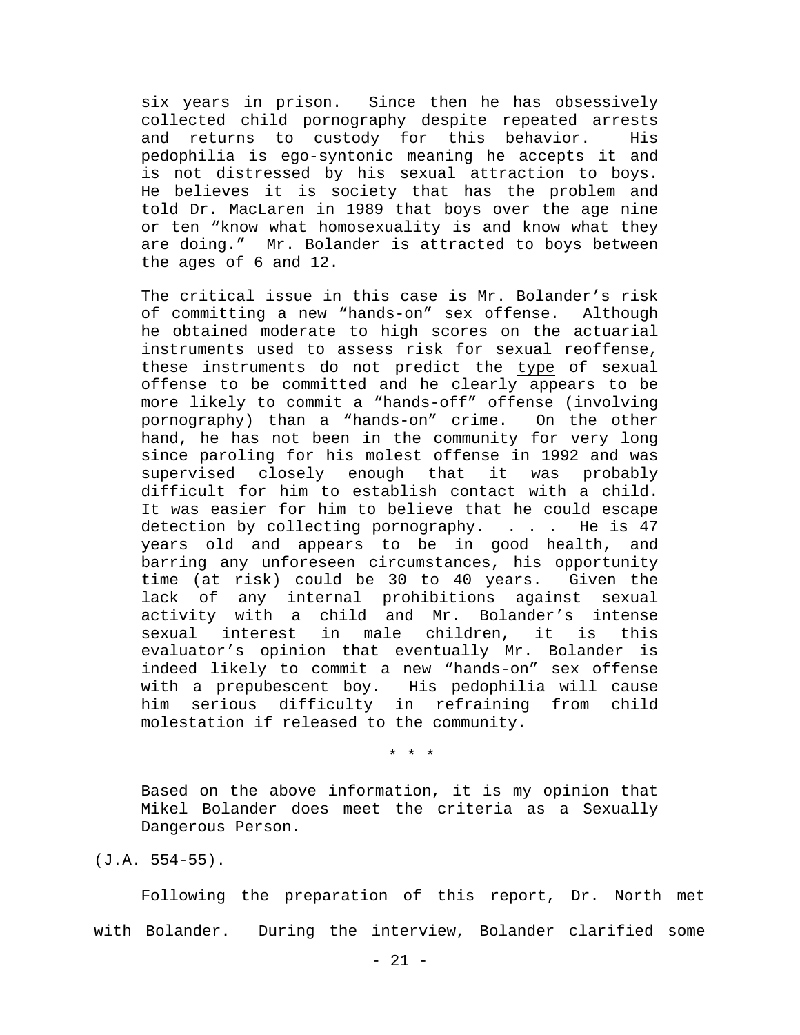> six years in prison. Since then he has obsessively collected child pornography despite repeated arrests and returns to custody for this behavior. His pedophilia is ego-syntonic meaning he accepts it and is not distressed by his sexual attraction to boys. He believes it is society that has the problem and told Dr. MacLaren in 1989 that boys over the age nine or ten "know what homosexuality is and know what they are doing." Mr. Bolander is attracted to boys between the ages of 6 and 12.
>
> The critical issue in this case is Mr. Bolander's risk of committing a new "hands-on" sex offense. Although he obtained moderate to high scores on the actuarial instruments used to assess risk for sexual reoffense, these instruments do not predict the <u>type</u> of sexual offense to be committed and he clearly appears to be more likely to commit a "hands-off" offense (involving pornography) than a "hands-on" crime. On the other hand, he has not been in the community for very long since paroling for his molest offense in 1992 and was supervised closely enough that it was probably difficult for him to establish contact with a child. It was easier for him to believe that he could escape detection by collecting pornography. . . . He is 47 years old and appears to be in good health, and barring any unforeseen circumstances, his opportunity time (at risk) could be 30 to 40 years. Given the lack of any internal prohibitions against sexual activity with a child and Mr. Bolander's intense sexual interest in male children, it is this evaluator's opinion that eventually Mr. Bolander is indeed likely to commit a new "hands-on" sex offense with a prepubescent boy. His pedophilia will cause him serious difficulty in refraining from child molestation if released to the community.
>
> \* \* \*
>
> Based on the above information, it is my opinion that Mikel Bolander <u>does meet</u> the criteria as a Sexually Dangerous Person.

(J.A. 554-55).

Following the preparation of this report, Dr. North met with Bolander. During the interview, Bolander clarified some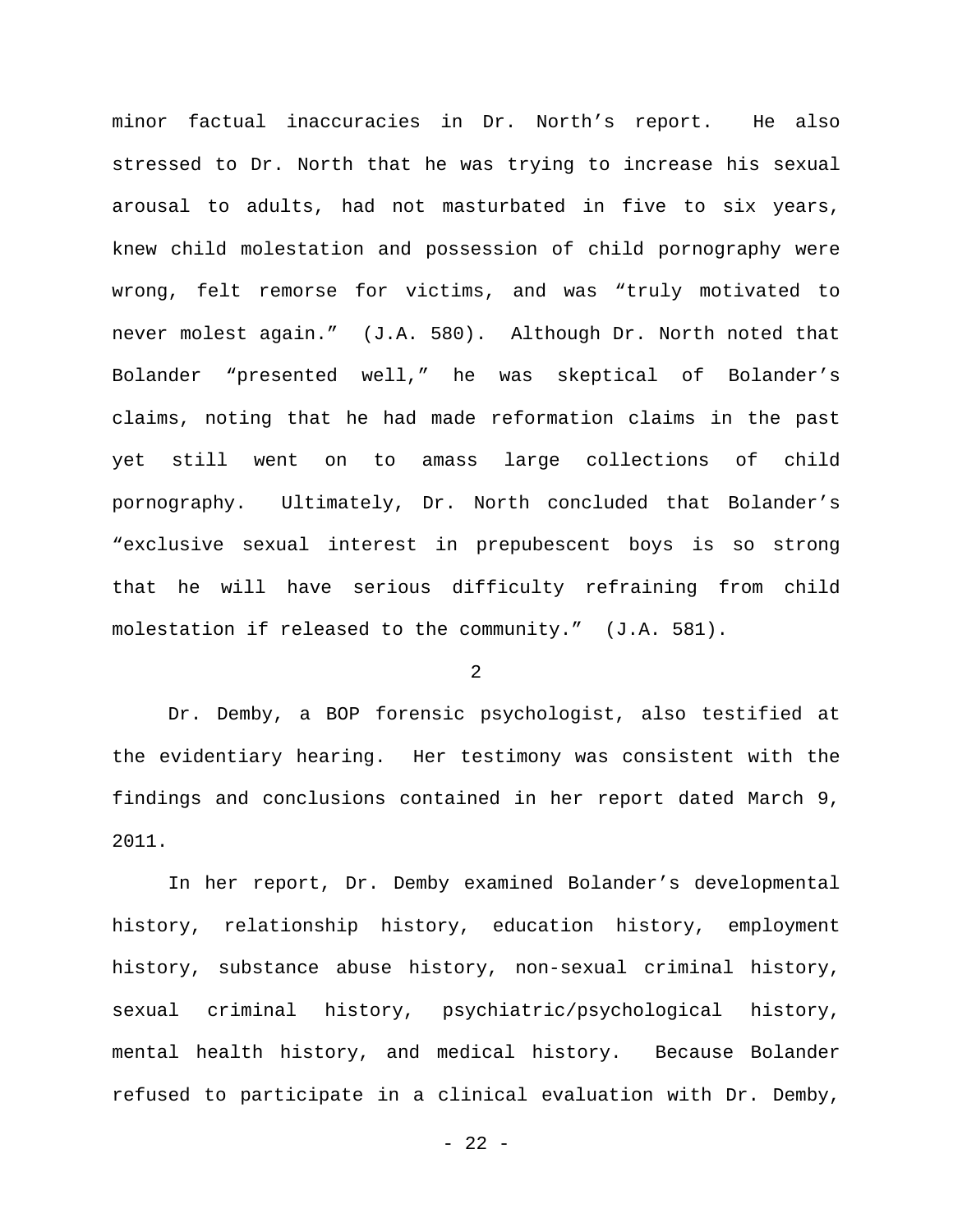minor factual inaccuracies in Dr. North's report. He also stressed to Dr. North that he was trying to increase his sexual arousal to adults, had not masturbated in five to six years, knew child molestation and possession of child pornography were wrong, felt remorse for victims, and was "truly motivated to never molest again." (J.A. 580). Although Dr. North noted that Bolander "presented well," he was skeptical of Bolander's claims, noting that he had made reformation claims in the past yet still went on to amass large collections of child pornography. Ultimately, Dr. North concluded that Bolander's "exclusive sexual interest in prepubescent boys is so strong that he will have serious difficulty refraining from child molestation if released to the community." (J.A. 581).

2

Dr. Demby, a BOP forensic psychologist, also testified at the evidentiary hearing. Her testimony was consistent with the findings and conclusions contained in her report dated March 9, 2011.

In her report, Dr. Demby examined Bolander's developmental history, relationship history, education history, employment history, substance abuse history, non-sexual criminal history, sexual criminal history, psychiatric/psychological history, mental health history, and medical history. Because Bolander refused to participate in a clinical evaluation with Dr. Demby,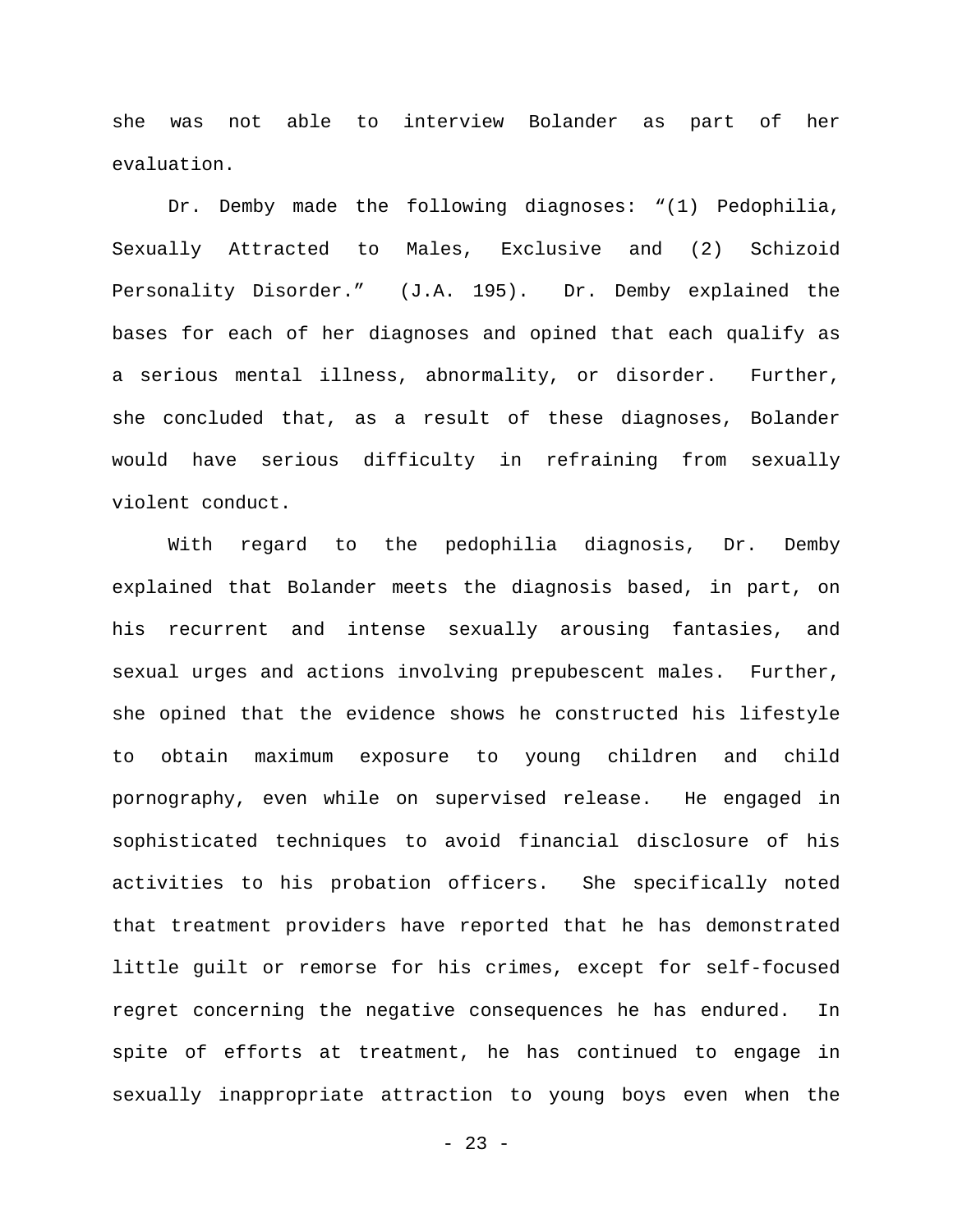she was not able to interview Bolander as part of her evaluation.

Dr. Demby made the following diagnoses: "(1) Pedophilia, Sexually Attracted to Males, Exclusive and (2) Schizoid Personality Disorder." (J.A. 195). Dr. Demby explained the bases for each of her diagnoses and opined that each qualify as a serious mental illness, abnormality, or disorder. Further, she concluded that, as a result of these diagnoses, Bolander would have serious difficulty in refraining from sexually violent conduct.

With regard to the pedophilia diagnosis, Dr. Demby explained that Bolander meets the diagnosis based, in part, on his recurrent and intense sexually arousing fantasies, and sexual urges and actions involving prepubescent males. Further, she opined that the evidence shows he constructed his lifestyle to obtain maximum exposure to young children and child pornography, even while on supervised release. He engaged in sophisticated techniques to avoid financial disclosure of his activities to his probation officers. She specifically noted that treatment providers have reported that he has demonstrated little guilt or remorse for his crimes, except for self-focused regret concerning the negative consequences he has endured. In spite of efforts at treatment, he has continued to engage in sexually inappropriate attraction to young boys even when the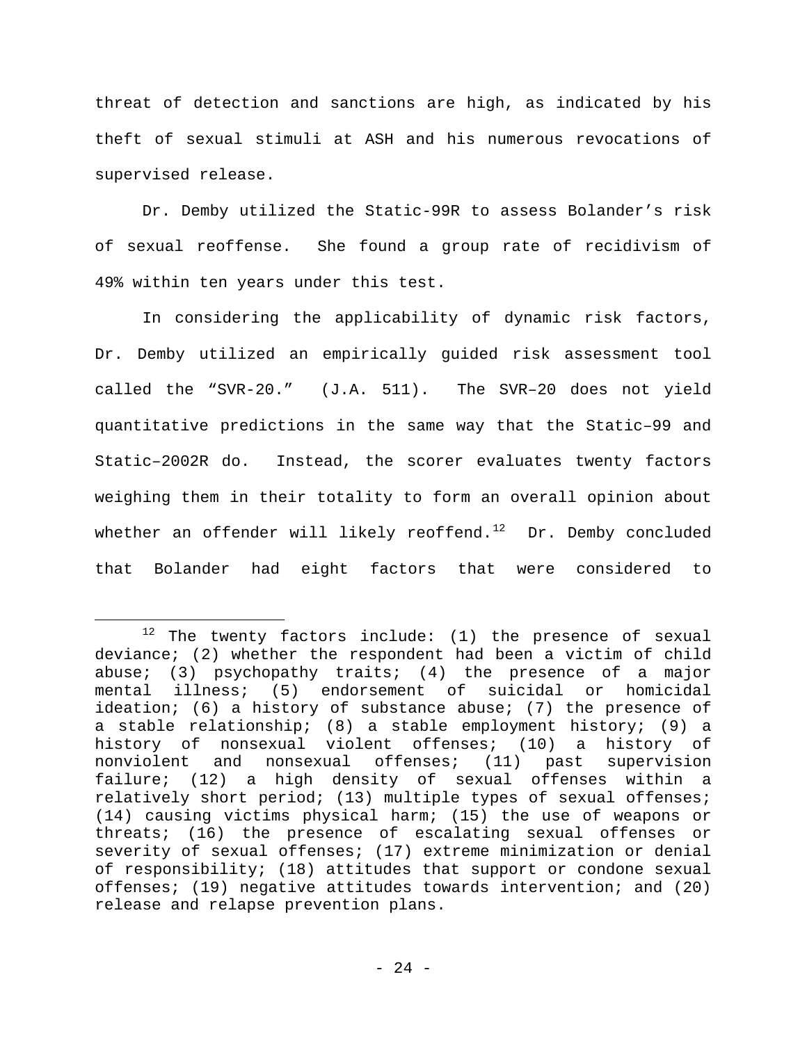threat of detection and sanctions are high, as indicated by his theft of sexual stimuli at ASH and his numerous revocations of supervised release.

Dr. Demby utilized the Static-99R to assess Bolander's risk of sexual reoffense. She found a group rate of recidivism of 49% within ten years under this test.

In considering the applicability of dynamic risk factors, Dr. Demby utilized an empirically guided risk assessment tool called the "SVR-20." (J.A. 511). The SVR–20 does not yield quantitative predictions in the same way that the Static–99 and Static–2002R do. Instead, the scorer evaluates twenty factors weighing them in their totality to form an overall opinion about whether an offender will likely reoffend.[12] Dr. Demby concluded that Bolander had eight factors that were considered to

---

[12] The twenty factors include: (1) the presence of sexual deviance; (2) whether the respondent had been a victim of child abuse; (3) psychopathy traits; (4) the presence of a major mental illness; (5) endorsement of suicidal or homicidal ideation; (6) a history of substance abuse; (7) the presence of a stable relationship; (8) a stable employment history; (9) a history of nonsexual violent offenses; (10) a history of nonviolent and nonsexual offenses; (11) past supervision failure; (12) a high density of sexual offenses within a relatively short period; (13) multiple types of sexual offenses; (14) causing victims physical harm; (15) the use of weapons or threats; (16) the presence of escalating sexual offenses or severity of sexual offenses; (17) extreme minimization or denial of responsibility; (18) attitudes that support or condone sexual offenses; (19) negative attitudes towards intervention; and (20) release and relapse prevention plans.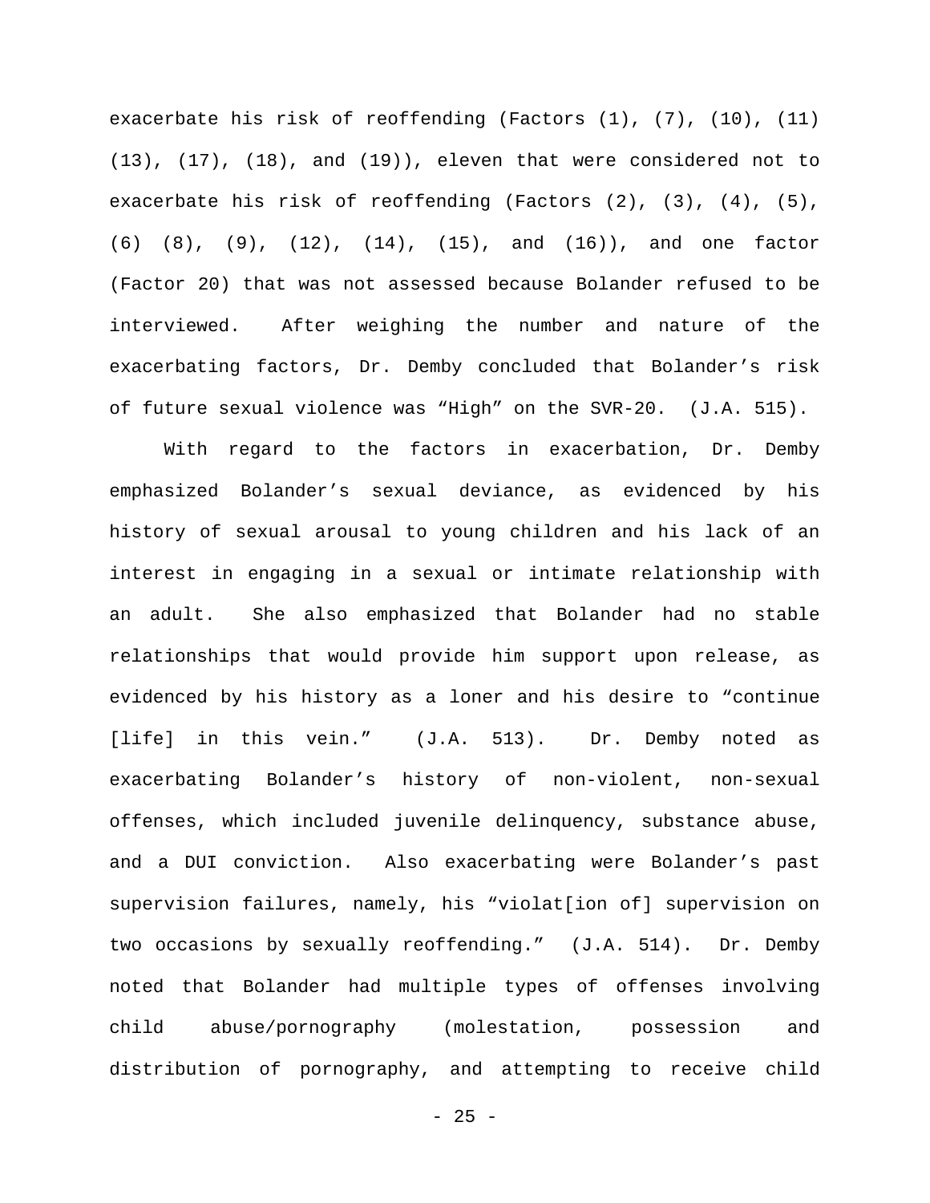exacerbate his risk of reoffending (Factors (1), (7), (10), (11) (13), (17), (18), and (19)), eleven that were considered not to exacerbate his risk of reoffending (Factors (2), (3), (4), (5), (6) (8), (9), (12), (14), (15), and (16)), and one factor (Factor 20) that was not assessed because Bolander refused to be interviewed. After weighing the number and nature of the exacerbating factors, Dr. Demby concluded that Bolander's risk of future sexual violence was "High" on the SVR-20. (J.A. 515).

With regard to the factors in exacerbation, Dr. Demby emphasized Bolander's sexual deviance, as evidenced by his history of sexual arousal to young children and his lack of an interest in engaging in a sexual or intimate relationship with an adult. She also emphasized that Bolander had no stable relationships that would provide him support upon release, as evidenced by his history as a loner and his desire to "continue [life] in this vein." (J.A. 513). Dr. Demby noted as exacerbating Bolander's history of non-violent, non-sexual offenses, which included juvenile delinquency, substance abuse, and a DUI conviction. Also exacerbating were Bolander's past supervision failures, namely, his "violat[ion of] supervision on two occasions by sexually reoffending." (J.A. 514). Dr. Demby noted that Bolander had multiple types of offenses involving child abuse/pornography (molestation, possession and distribution of pornography, and attempting to receive child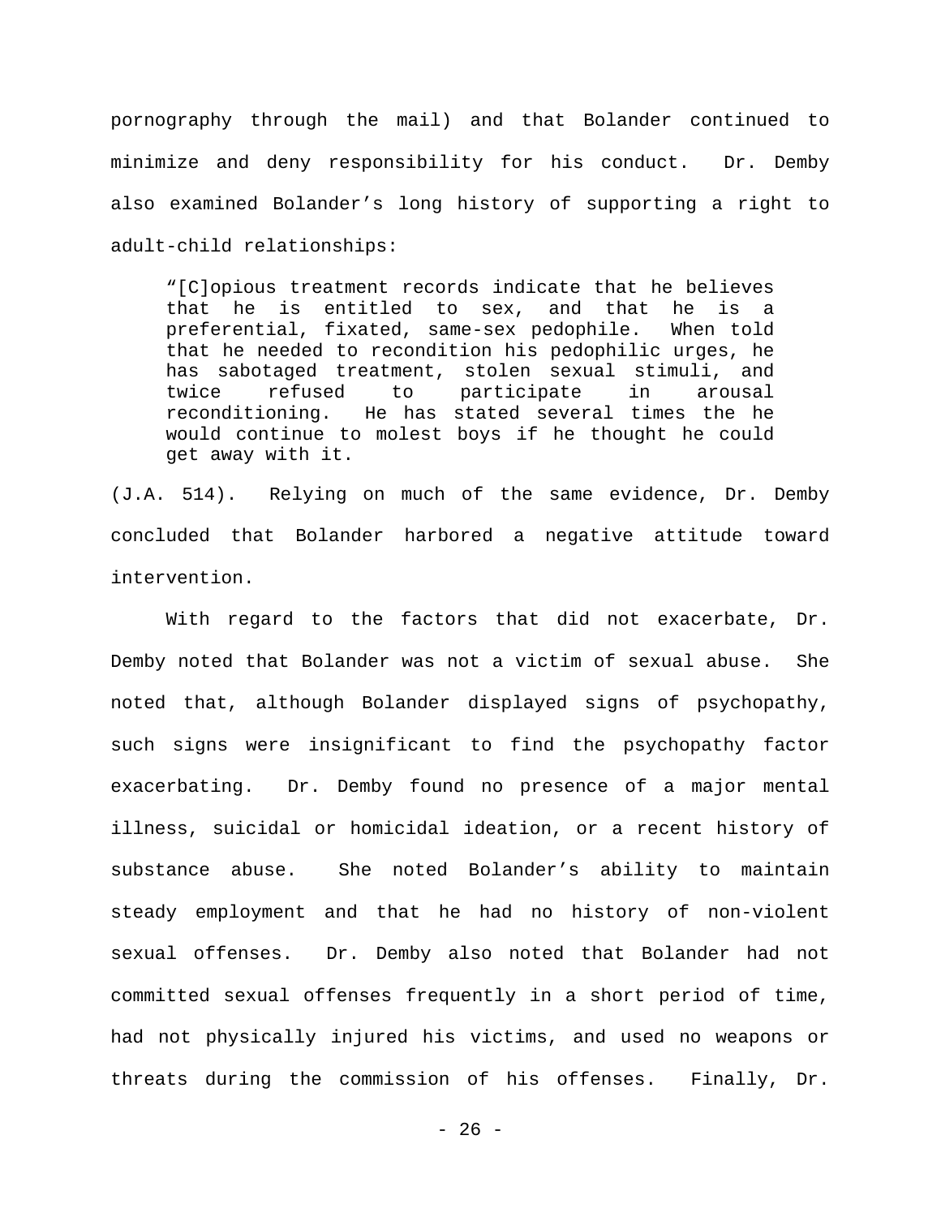pornography through the mail) and that Bolander continued to minimize and deny responsibility for his conduct. Dr. Demby also examined Bolander's long history of supporting a right to adult-child relationships:

> "[C]opious treatment records indicate that he believes that he is entitled to sex, and that he is a preferential, fixated, same-sex pedophile. When told that he needed to recondition his pedophilic urges, he has sabotaged treatment, stolen sexual stimuli, and twice refused to participate in arousal reconditioning. He has stated several times the he would continue to molest boys if he thought he could get away with it.

(J.A. 514). Relying on much of the same evidence, Dr. Demby concluded that Bolander harbored a negative attitude toward intervention.

With regard to the factors that did not exacerbate, Dr. Demby noted that Bolander was not a victim of sexual abuse. She noted that, although Bolander displayed signs of psychopathy, such signs were insignificant to find the psychopathy factor exacerbating. Dr. Demby found no presence of a major mental illness, suicidal or homicidal ideation, or a recent history of substance abuse. She noted Bolander's ability to maintain steady employment and that he had no history of non-violent sexual offenses. Dr. Demby also noted that Bolander had not committed sexual offenses frequently in a short period of time, had not physically injured his victims, and used no weapons or threats during the commission of his offenses. Finally, Dr.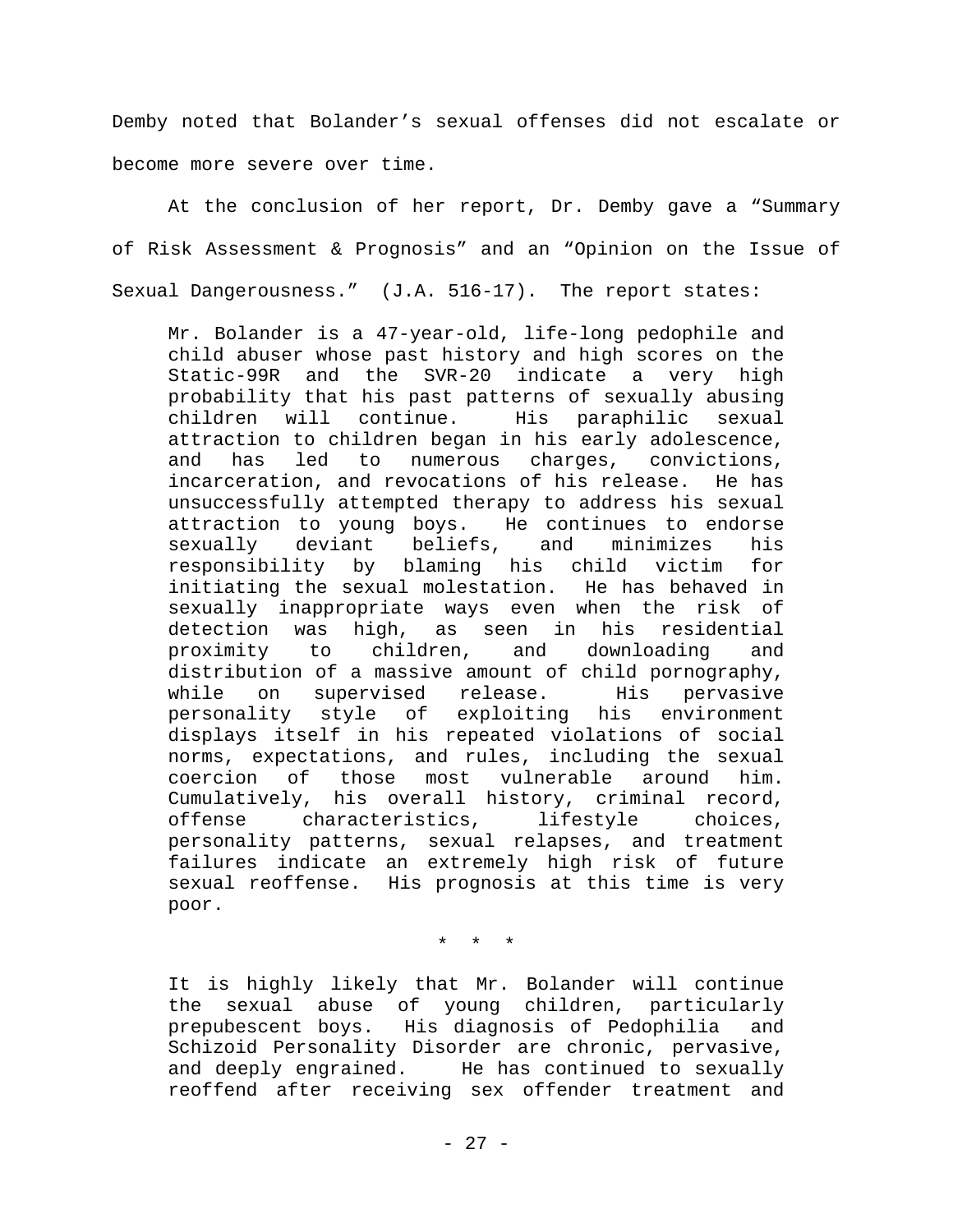Demby noted that Bolander's sexual offenses did not escalate or become more severe over time.

At the conclusion of her report, Dr. Demby gave a "Summary of Risk Assessment & Prognosis" and an "Opinion on the Issue of Sexual Dangerousness." (J.A. 516-17). The report states:

> Mr. Bolander is a 47-year-old, life-long pedophile and child abuser whose past history and high scores on the Static-99R and the SVR-20 indicate a very high probability that his past patterns of sexually abusing children will continue. His paraphilic sexual attraction to children began in his early adolescence, and has led to numerous charges, convictions, incarceration, and revocations of his release. He has unsuccessfully attempted therapy to address his sexual attraction to young boys. He continues to endorse sexually deviant beliefs, and minimizes his responsibility by blaming his child victim for initiating the sexual molestation. He has behaved in sexually inappropriate ways even when the risk of detection was high, as seen in his residential proximity to children, and downloading and distribution of a massive amount of child pornography, while on supervised release. His pervasive personality style of exploiting his environment displays itself in his repeated violations of social norms, expectations, and rules, including the sexual coercion of those most vulnerable around him. Cumulatively, his overall history, criminal record, offense characteristics, lifestyle choices, personality patterns, sexual relapses, and treatment failures indicate an extremely high risk of future sexual reoffense. His prognosis at this time is very poor.
>
> \* \* \*
>
> It is highly likely that Mr. Bolander will continue the sexual abuse of young children, particularly prepubescent boys. His diagnosis of Pedophilia and Schizoid Personality Disorder are chronic, pervasive, and deeply engrained. He has continued to sexually reoffend after receiving sex offender treatment and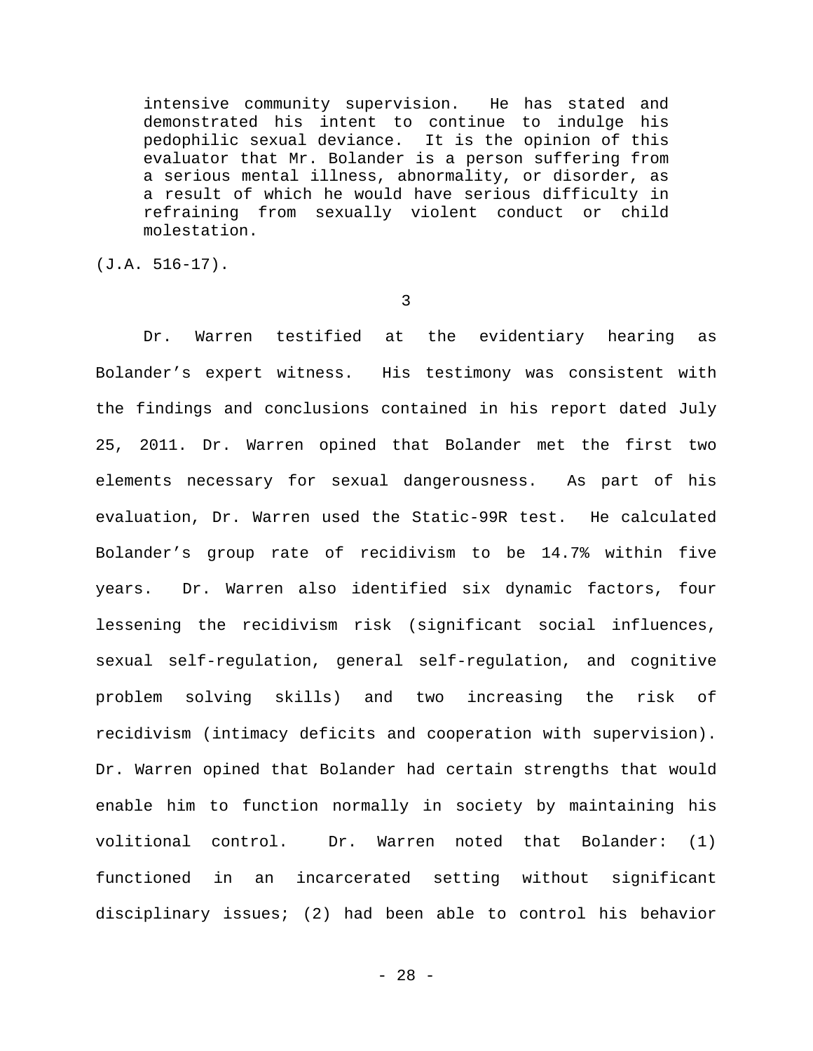> intensive community supervision. He has stated and demonstrated his intent to continue to indulge his pedophilic sexual deviance. It is the opinion of this evaluator that Mr. Bolander is a person suffering from a serious mental illness, abnormality, or disorder, as a result of which he would have serious difficulty in refraining from sexually violent conduct or child molestation.

(J.A. 516-17).

3

Dr. Warren testified at the evidentiary hearing as Bolander's expert witness. His testimony was consistent with the findings and conclusions contained in his report dated July 25, 2011. Dr. Warren opined that Bolander met the first two elements necessary for sexual dangerousness. As part of his evaluation, Dr. Warren used the Static-99R test. He calculated Bolander's group rate of recidivism to be 14.7% within five years. Dr. Warren also identified six dynamic factors, four lessening the recidivism risk (significant social influences, sexual self-regulation, general self-regulation, and cognitive problem solving skills) and two increasing the risk of recidivism (intimacy deficits and cooperation with supervision). Dr. Warren opined that Bolander had certain strengths that would enable him to function normally in society by maintaining his volitional control. Dr. Warren noted that Bolander: (1) functioned in an incarcerated setting without significant disciplinary issues; (2) had been able to control his behavior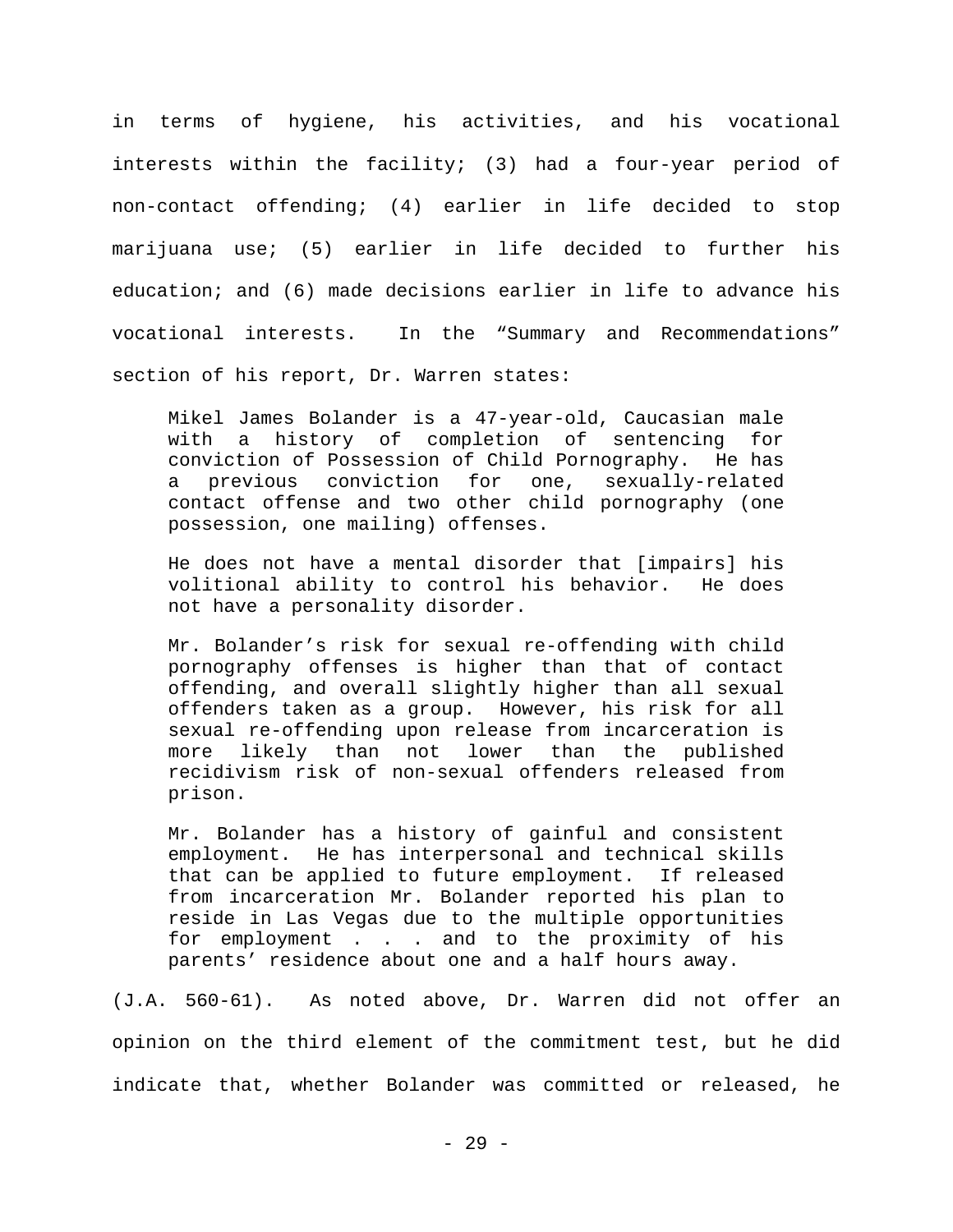in terms of hygiene, his activities, and his vocational interests within the facility; (3) had a four-year period of non-contact offending; (4) earlier in life decided to stop marijuana use; (5) earlier in life decided to further his education; and (6) made decisions earlier in life to advance his vocational interests. In the "Summary and Recommendations" section of his report, Dr. Warren states:

> Mikel James Bolander is a 47-year-old, Caucasian male with a history of completion of sentencing for conviction of Possession of Child Pornography. He has a previous conviction for one, sexually-related contact offense and two other child pornography (one possession, one mailing) offenses.
>
> He does not have a mental disorder that [impairs] his volitional ability to control his behavior. He does not have a personality disorder.
>
> Mr. Bolander's risk for sexual re-offending with child pornography offenses is higher than that of contact offending, and overall slightly higher than all sexual offenders taken as a group. However, his risk for all sexual re-offending upon release from incarceration is more likely than not lower than the published recidivism risk of non-sexual offenders released from prison.
>
> Mr. Bolander has a history of gainful and consistent employment. He has interpersonal and technical skills that can be applied to future employment. If released from incarceration Mr. Bolander reported his plan to reside in Las Vegas due to the multiple opportunities for employment . . . and to the proximity of his parents' residence about one and a half hours away.

(J.A. 560-61). As noted above, Dr. Warren did not offer an opinion on the third element of the commitment test, but he did indicate that, whether Bolander was committed or released, he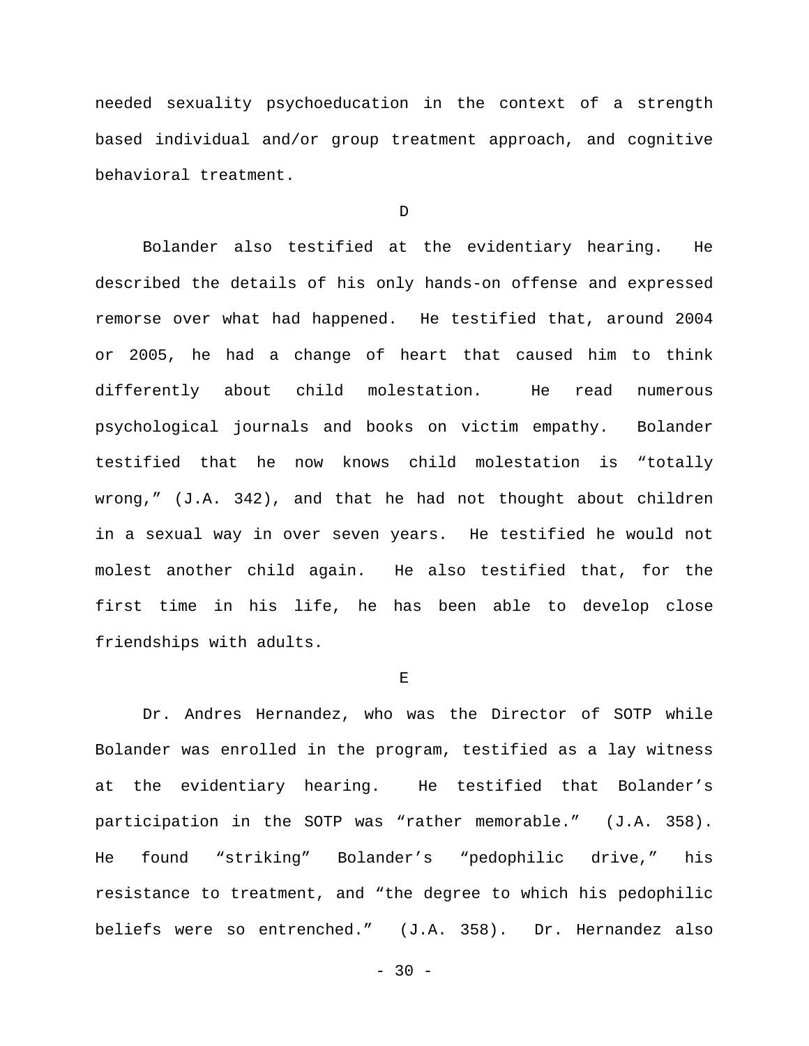needed sexuality psychoeducation in the context of a strength based individual and/or group treatment approach, and cognitive behavioral treatment.

D

Bolander also testified at the evidentiary hearing. He described the details of his only hands-on offense and expressed remorse over what had happened. He testified that, around 2004 or 2005, he had a change of heart that caused him to think differently about child molestation. He read numerous psychological journals and books on victim empathy. Bolander testified that he now knows child molestation is “totally wrong,” (J.A. 342), and that he had not thought about children in a sexual way in over seven years. He testified he would not molest another child again. He also testified that, for the first time in his life, he has been able to develop close friendships with adults.

E

Dr. Andres Hernandez, who was the Director of SOTP while Bolander was enrolled in the program, testified as a lay witness at the evidentiary hearing. He testified that Bolander’s participation in the SOTP was “rather memorable.” (J.A. 358). He found “striking” Bolander’s “pedophilic drive,” his resistance to treatment, and “the degree to which his pedophilic beliefs were so entrenched.” (J.A. 358). Dr. Hernandez also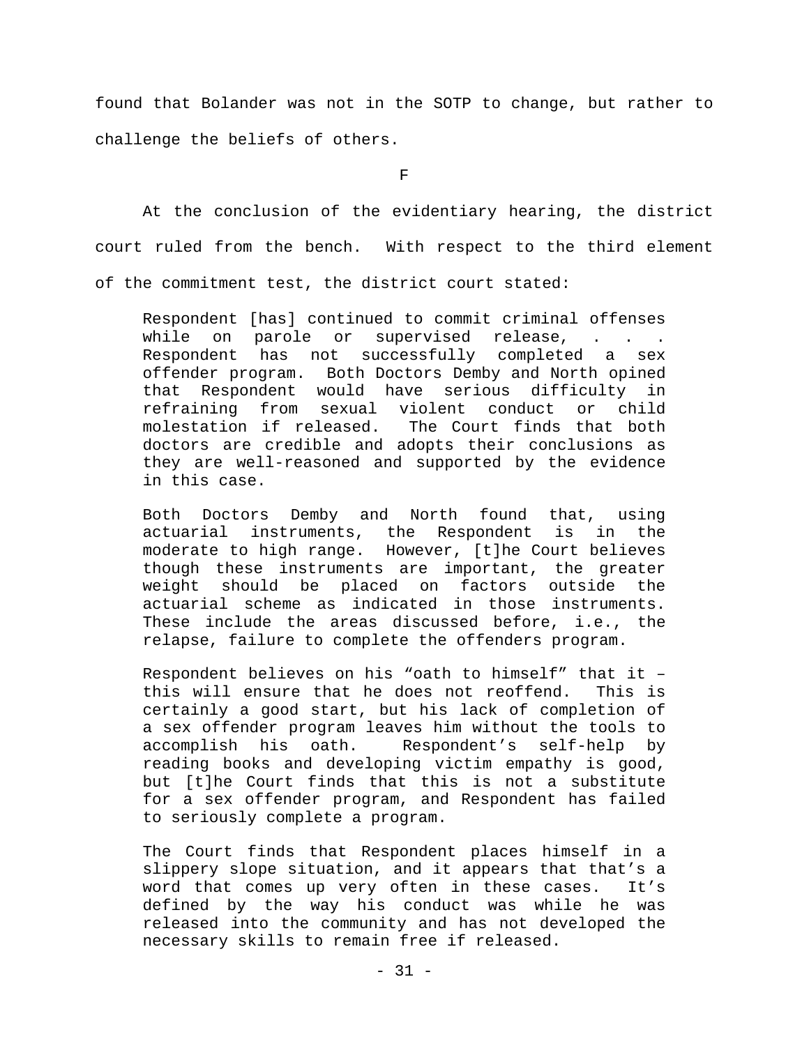found that Bolander was not in the SOTP to change, but rather to challenge the beliefs of others.

### F

At the conclusion of the evidentiary hearing, the district court ruled from the bench. With respect to the third element of the commitment test, the district court stated:

> Respondent [has] continued to commit criminal offenses while on parole or supervised release, . . . Respondent has not successfully completed a sex offender program. Both Doctors Demby and North opined that Respondent would have serious difficulty in refraining from sexual violent conduct or child molestation if released. The Court finds that both doctors are credible and adopts their conclusions as they are well-reasoned and supported by the evidence in this case.
>
> Both Doctors Demby and North found that, using actuarial instruments, the Respondent is in the moderate to high range. However, [t]he Court believes though these instruments are important, the greater weight should be placed on factors outside the actuarial scheme as indicated in those instruments. These include the areas discussed before, i.e., the relapse, failure to complete the offenders program.
>
> Respondent believes on his "oath to himself" that it – this will ensure that he does not reoffend. This is certainly a good start, but his lack of completion of a sex offender program leaves him without the tools to accomplish his oath. Respondent's self-help by reading books and developing victim empathy is good, but [t]he Court finds that this is not a substitute for a sex offender program, and Respondent has failed to seriously complete a program.
>
> The Court finds that Respondent places himself in a slippery slope situation, and it appears that that's a word that comes up very often in these cases. It's defined by the way his conduct was while he was released into the community and has not developed the necessary skills to remain free if released.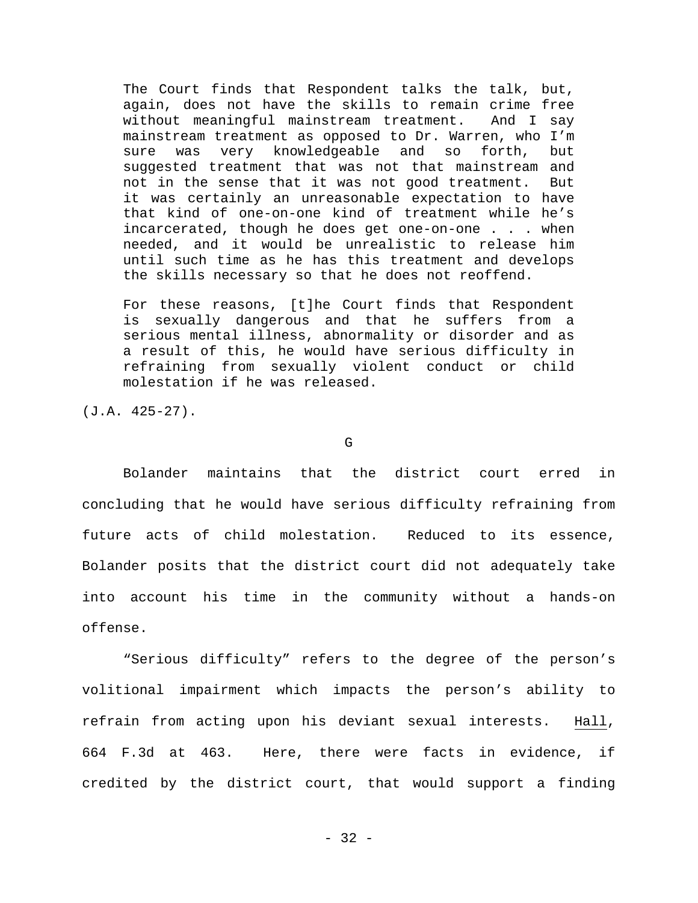> The Court finds that Respondent talks the talk, but, again, does not have the skills to remain crime free without meaningful mainstream treatment. And I say mainstream treatment as opposed to Dr. Warren, who I'm sure was very knowledgeable and so forth, but suggested treatment that was not that mainstream and not in the sense that it was not good treatment. But it was certainly an unreasonable expectation to have that kind of one-on-one kind of treatment while he's incarcerated, though he does get one-on-one . . . when needed, and it would be unrealistic to release him until such time as he has this treatment and develops the skills necessary so that he does not reoffend.
>
> For these reasons, [t]he Court finds that Respondent is sexually dangerous and that he suffers from a serious mental illness, abnormality or disorder and as a result of this, he would have serious difficulty in refraining from sexually violent conduct or child molestation if he was released.

(J.A. 425-27).

## G

Bolander maintains that the district court erred in concluding that he would have serious difficulty refraining from future acts of child molestation. Reduced to its essence, Bolander posits that the district court did not adequately take into account his time in the community without a hands-on offense.

"Serious difficulty" refers to the degree of the person's volitional impairment which impacts the person's ability to refrain from acting upon his deviant sexual interests. Hall, 664 F.3d at 463. Here, there were facts in evidence, if credited by the district court, that would support a finding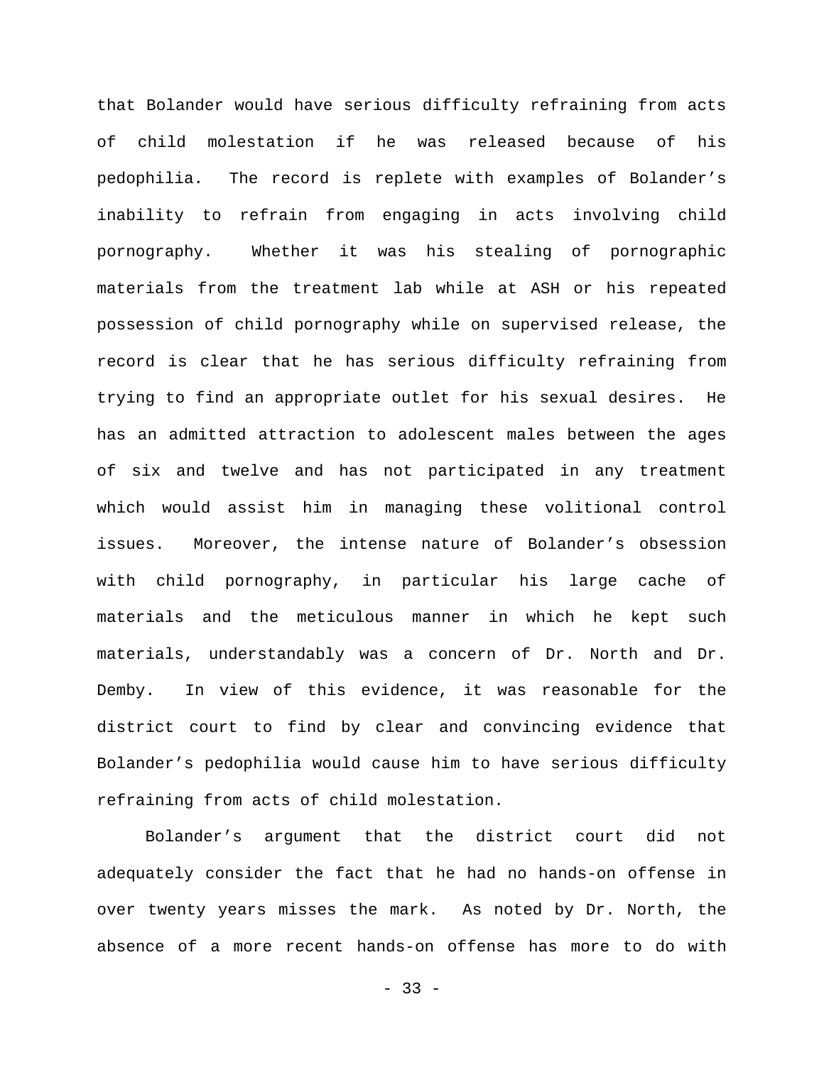that Bolander would have serious difficulty refraining from acts of child molestation if he was released because of his pedophilia. The record is replete with examples of Bolander's inability to refrain from engaging in acts involving child pornography. Whether it was his stealing of pornographic materials from the treatment lab while at ASH or his repeated possession of child pornography while on supervised release, the record is clear that he has serious difficulty refraining from trying to find an appropriate outlet for his sexual desires. He has an admitted attraction to adolescent males between the ages of six and twelve and has not participated in any treatment which would assist him in managing these volitional control issues. Moreover, the intense nature of Bolander's obsession with child pornography, in particular his large cache of materials and the meticulous manner in which he kept such materials, understandably was a concern of Dr. North and Dr. Demby. In view of this evidence, it was reasonable for the district court to find by clear and convincing evidence that Bolander's pedophilia would cause him to have serious difficulty refraining from acts of child molestation.

Bolander's argument that the district court did not adequately consider the fact that he had no hands-on offense in over twenty years misses the mark. As noted by Dr. North, the absence of a more recent hands-on offense has more to do with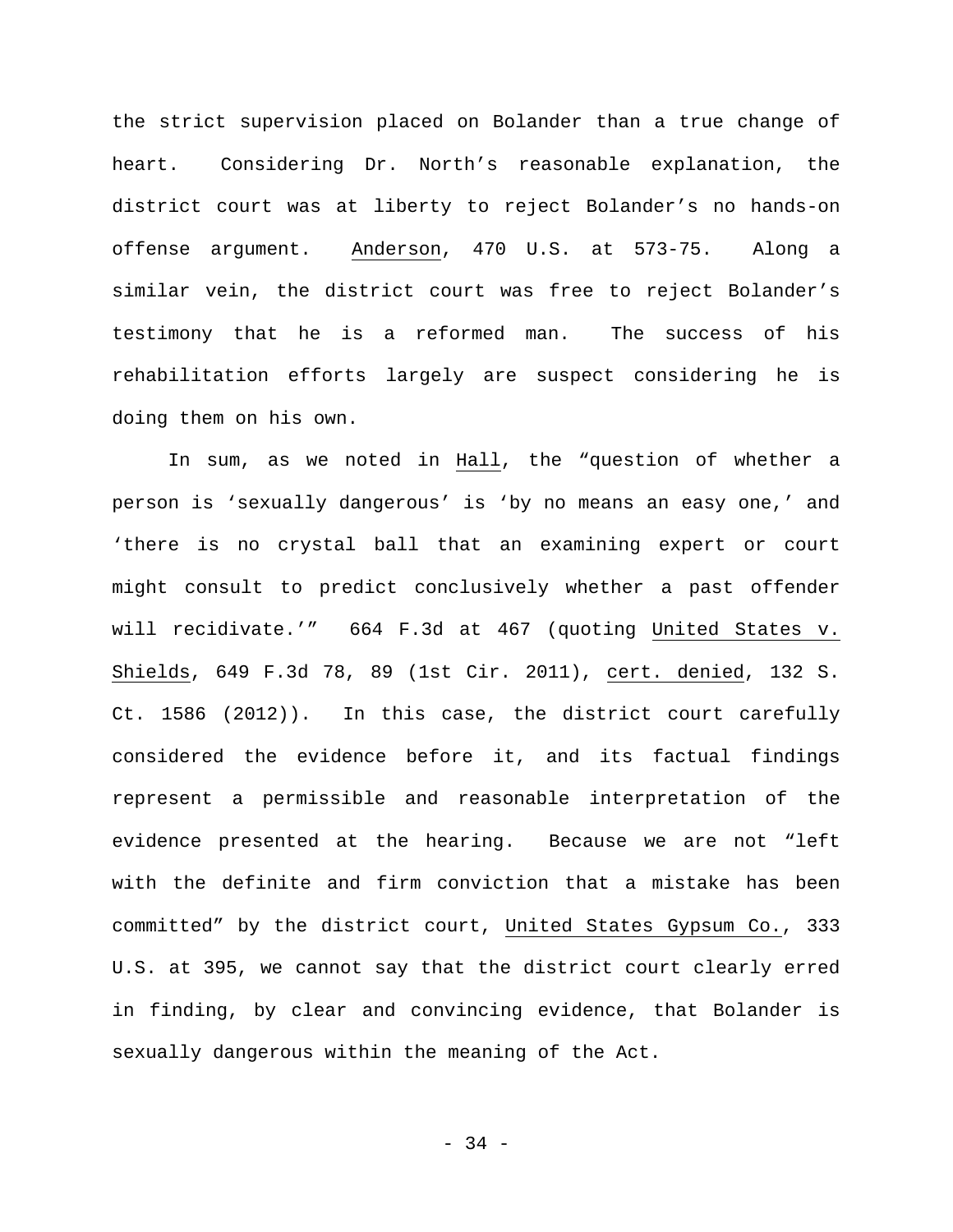the strict supervision placed on Bolander than a true change of heart. Considering Dr. North's reasonable explanation, the district court was at liberty to reject Bolander's no hands-on offense argument. Anderson, 470 U.S. at 573-75. Along a similar vein, the district court was free to reject Bolander's testimony that he is a reformed man. The success of his rehabilitation efforts largely are suspect considering he is doing them on his own.

In sum, as we noted in Hall, the "question of whether a person is 'sexually dangerous' is 'by no means an easy one,' and 'there is no crystal ball that an examining expert or court might consult to predict conclusively whether a past offender will recidivate.'" 664 F.3d at 467 (quoting United States v. Shields, 649 F.3d 78, 89 (1st Cir. 2011), cert. denied, 132 S. Ct. 1586 (2012)). In this case, the district court carefully considered the evidence before it, and its factual findings represent a permissible and reasonable interpretation of the evidence presented at the hearing. Because we are not "left with the definite and firm conviction that a mistake has been committed" by the district court, United States Gypsum Co., 333 U.S. at 395, we cannot say that the district court clearly erred in finding, by clear and convincing evidence, that Bolander is sexually dangerous within the meaning of the Act.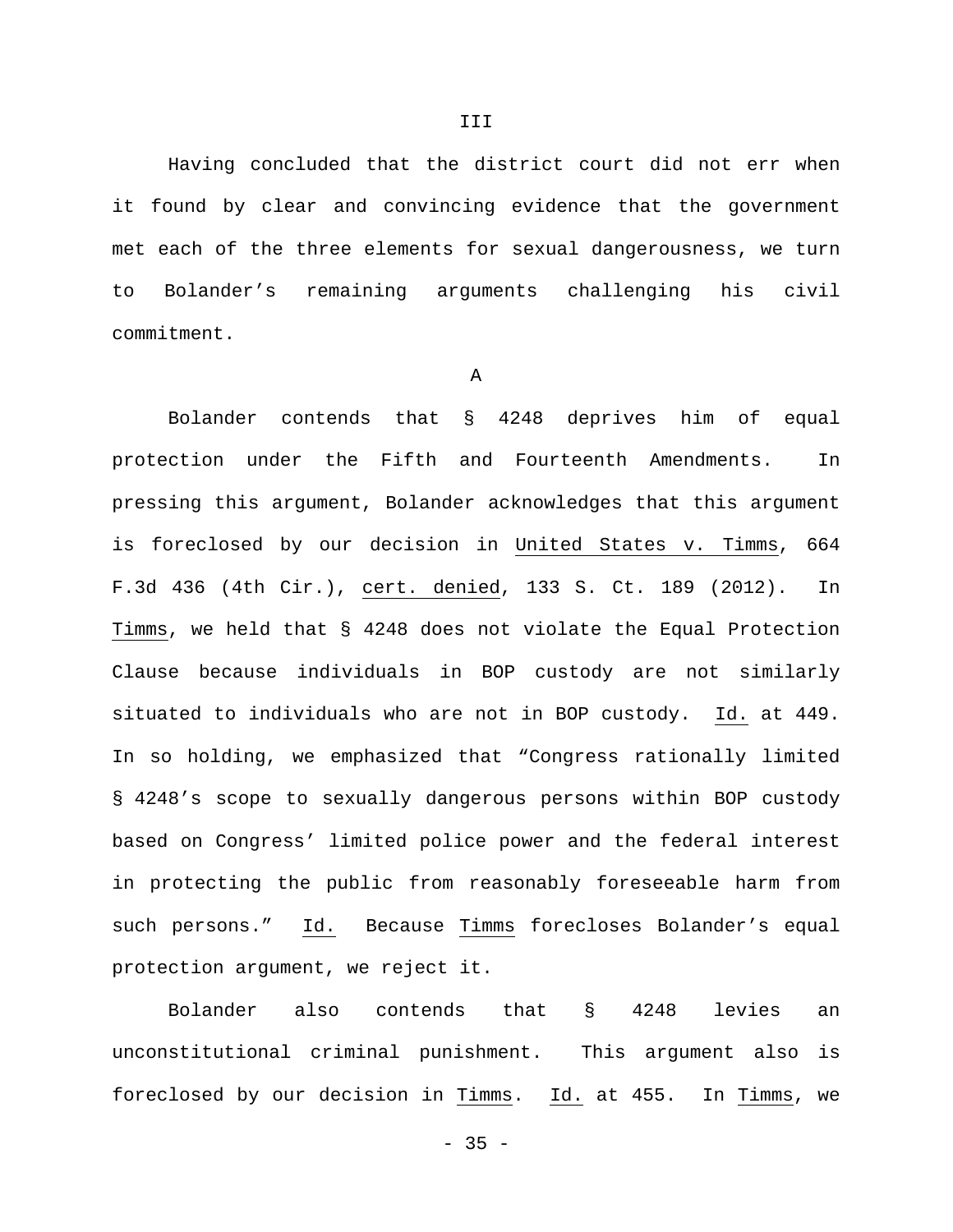## III

Having concluded that the district court did not err when it found by clear and convincing evidence that the government met each of the three elements for sexual dangerousness, we turn to Bolander's remaining arguments challenging his civil commitment.

### A

Bolander contends that § 4248 deprives him of equal protection under the Fifth and Fourteenth Amendments. In pressing this argument, Bolander acknowledges that this argument is foreclosed by our decision in United States v. Timms, 664 F.3d 436 (4th Cir.), cert. denied, 133 S. Ct. 189 (2012). In Timms, we held that § 4248 does not violate the Equal Protection Clause because individuals in BOP custody are not similarly situated to individuals who are not in BOP custody. Id. at 449. In so holding, we emphasized that "Congress rationally limited § 4248's scope to sexually dangerous persons within BOP custody based on Congress' limited police power and the federal interest in protecting the public from reasonably foreseeable harm from such persons." Id. Because Timms forecloses Bolander's equal protection argument, we reject it.

Bolander also contends that § 4248 levies an unconstitutional criminal punishment. This argument also is foreclosed by our decision in Timms. Id. at 455. In Timms, we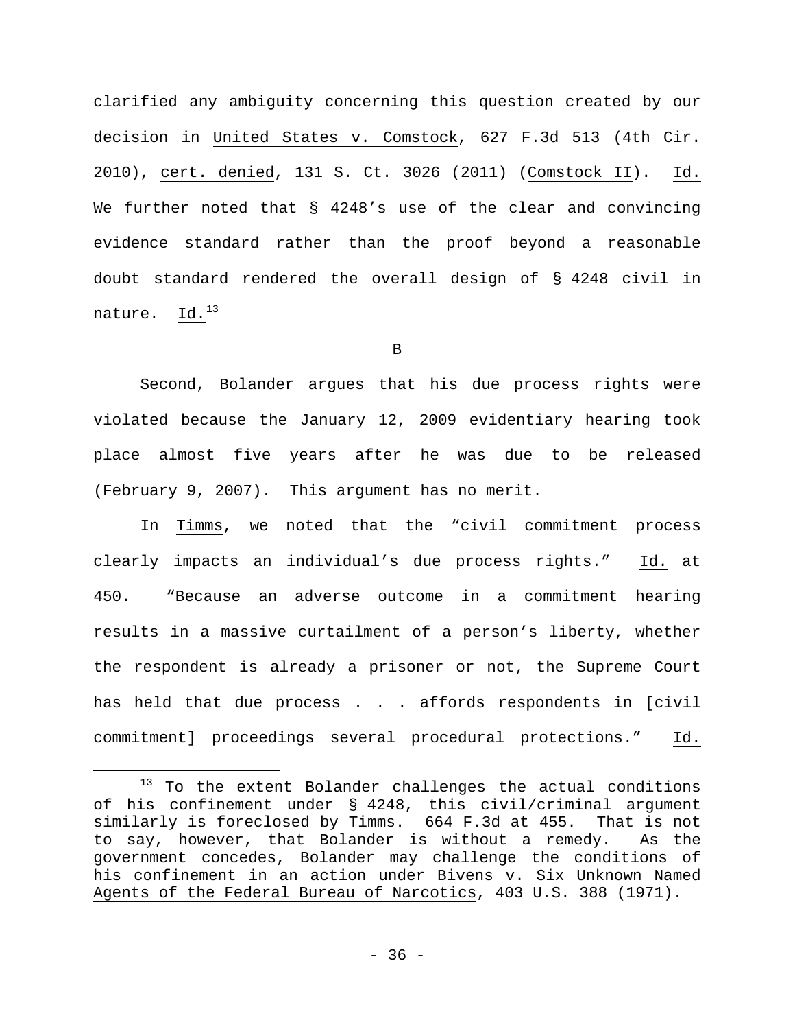clarified any ambiguity concerning this question created by our decision in United States v. Comstock, 627 F.3d 513 (4th Cir. 2010), cert. denied, 131 S. Ct. 3026 (2011) (Comstock II). Id. We further noted that § 4248's use of the clear and convincing evidence standard rather than the proof beyond a reasonable doubt standard rendered the overall design of § 4248 civil in nature. Id.[13]

B

Second, Bolander argues that his due process rights were violated because the January 12, 2009 evidentiary hearing took place almost five years after he was due to be released (February 9, 2007). This argument has no merit.

In Timms, we noted that the "civil commitment process clearly impacts an individual's due process rights." Id. at 450. "Because an adverse outcome in a commitment hearing results in a massive curtailment of a person's liberty, whether the respondent is already a prisoner or not, the Supreme Court has held that due process . . . affords respondents in [civil commitment] proceedings several procedural protections." Id.

---

[13] To the extent Bolander challenges the actual conditions of his confinement under § 4248, this civil/criminal argument similarly is foreclosed by Timms. 664 F.3d at 455. That is not to say, however, that Bolander is without a remedy. As the government concedes, Bolander may challenge the conditions of his confinement in an action under Bivens v. Six Unknown Named Agents of the Federal Bureau of Narcotics, 403 U.S. 388 (1971).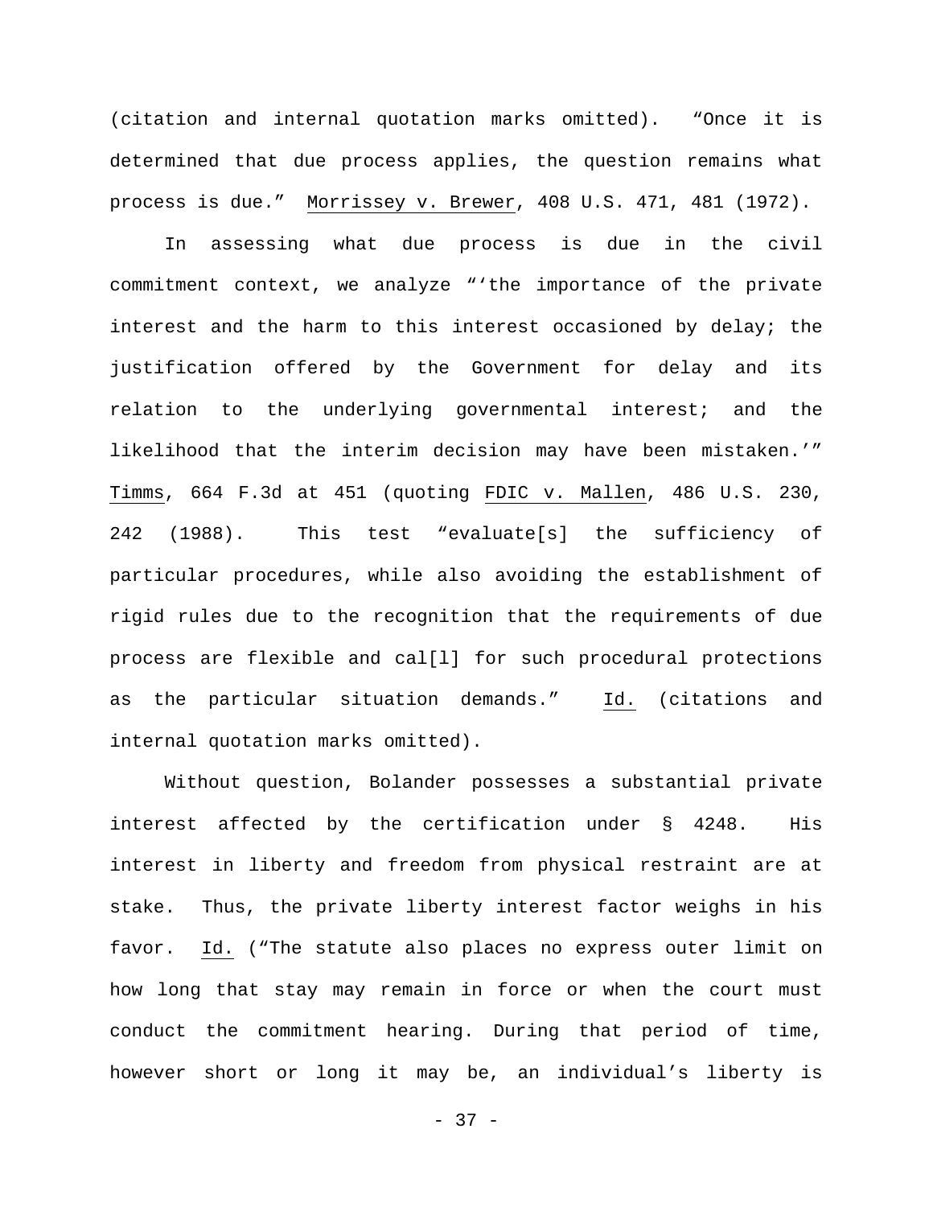(citation and internal quotation marks omitted). "Once it is determined that due process applies, the question remains what process is due." Morrissey v. Brewer, 408 U.S. 471, 481 (1972).

In assessing what due process is due in the civil commitment context, we analyze "'the importance of the private interest and the harm to this interest occasioned by delay; the justification offered by the Government for delay and its relation to the underlying governmental interest; and the likelihood that the interim decision may have been mistaken.'" Timms, 664 F.3d at 451 (quoting FDIC v. Mallen, 486 U.S. 230, 242 (1988). This test "evaluate[s] the sufficiency of particular procedures, while also avoiding the establishment of rigid rules due to the recognition that the requirements of due process are flexible and cal[l] for such procedural protections as the particular situation demands." Id. (citations and internal quotation marks omitted).

Without question, Bolander possesses a substantial private interest affected by the certification under § 4248. His interest in liberty and freedom from physical restraint are at stake. Thus, the private liberty interest factor weighs in his favor. Id. ("The statute also places no express outer limit on how long that stay may remain in force or when the court must conduct the commitment hearing. During that period of time, however short or long it may be, an individual's liberty is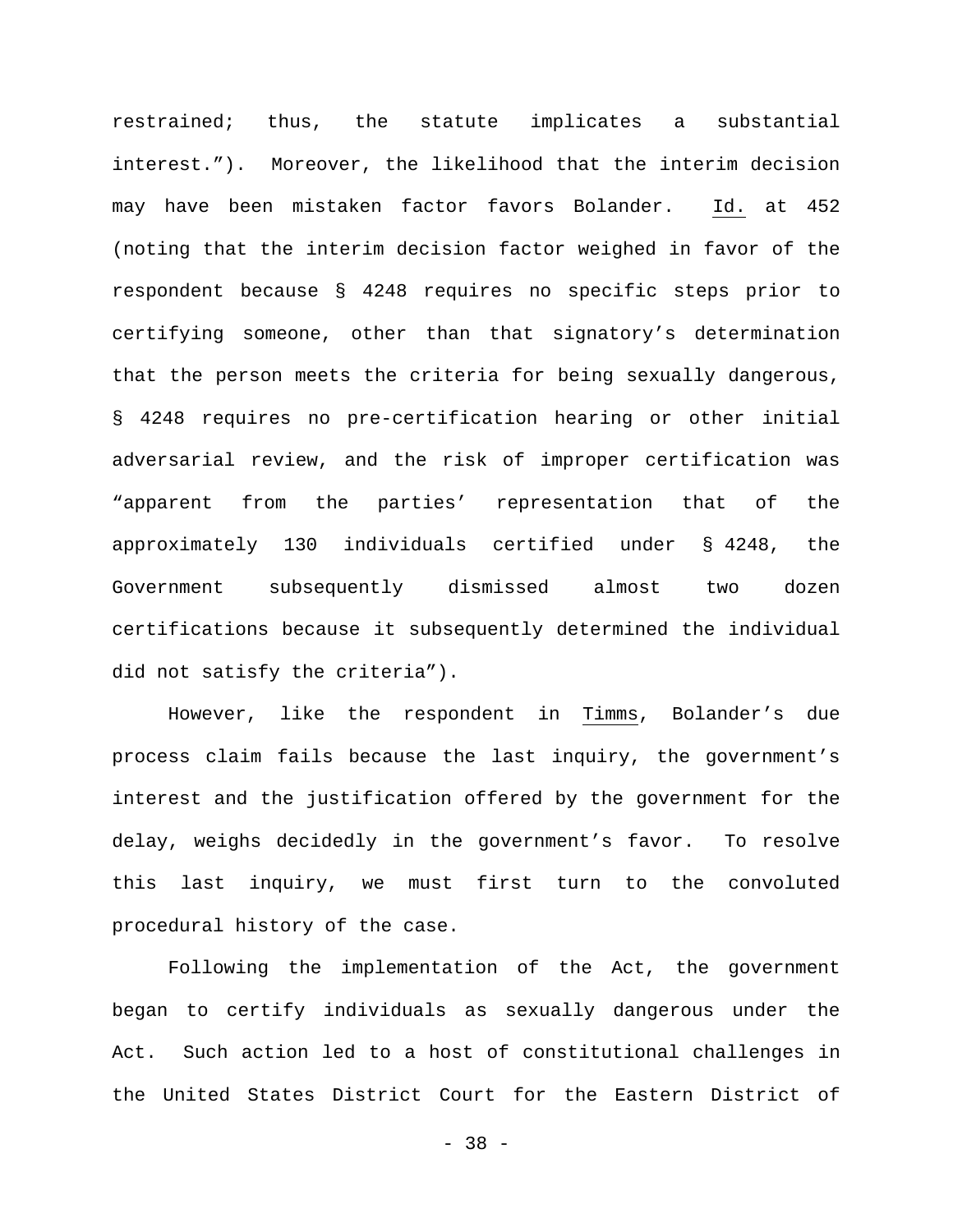restrained; thus, the statute implicates a substantial interest.”). Moreover, the likelihood that the interim decision may have been mistaken factor favors Bolander. Id. at 452 (noting that the interim decision factor weighed in favor of the respondent because § 4248 requires no specific steps prior to certifying someone, other than that signatory’s determination that the person meets the criteria for being sexually dangerous, § 4248 requires no pre-certification hearing or other initial adversarial review, and the risk of improper certification was “apparent from the parties’ representation that of the approximately 130 individuals certified under § 4248, the Government subsequently dismissed almost two dozen certifications because it subsequently determined the individual did not satisfy the criteria”).

However, like the respondent in Timms, Bolander’s due process claim fails because the last inquiry, the government’s interest and the justification offered by the government for the delay, weighs decidedly in the government’s favor. To resolve this last inquiry, we must first turn to the convoluted procedural history of the case.

Following the implementation of the Act, the government began to certify individuals as sexually dangerous under the Act. Such action led to a host of constitutional challenges in the United States District Court for the Eastern District of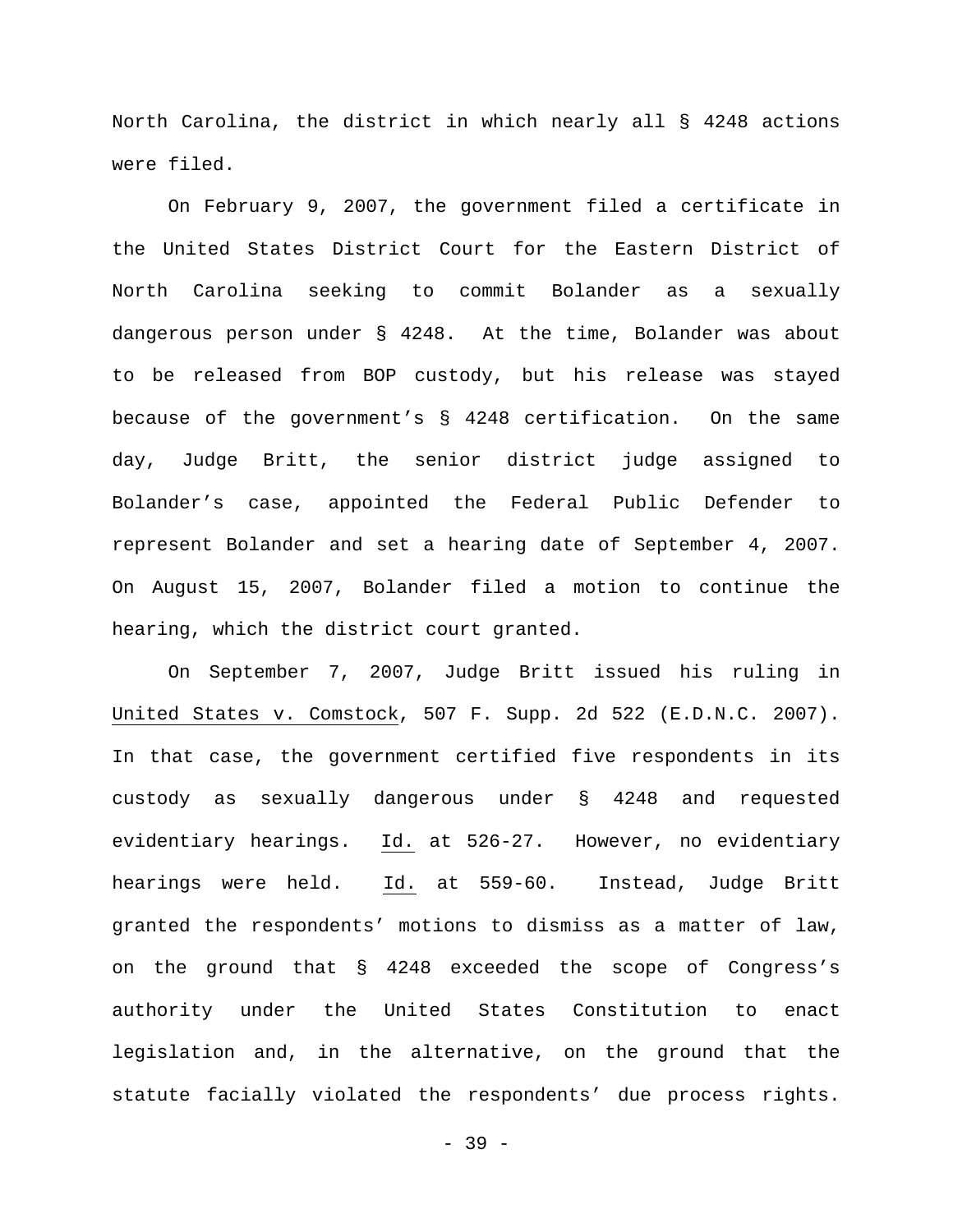North Carolina, the district in which nearly all § 4248 actions were filed.

On February 9, 2007, the government filed a certificate in the United States District Court for the Eastern District of North Carolina seeking to commit Bolander as a sexually dangerous person under § 4248. At the time, Bolander was about to be released from BOP custody, but his release was stayed because of the government's § 4248 certification. On the same day, Judge Britt, the senior district judge assigned to Bolander's case, appointed the Federal Public Defender to represent Bolander and set a hearing date of September 4, 2007. On August 15, 2007, Bolander filed a motion to continue the hearing, which the district court granted.

On September 7, 2007, Judge Britt issued his ruling in United States v. Comstock, 507 F. Supp. 2d 522 (E.D.N.C. 2007). In that case, the government certified five respondents in its custody as sexually dangerous under § 4248 and requested evidentiary hearings. Id. at 526-27. However, no evidentiary hearings were held. Id. at 559-60. Instead, Judge Britt granted the respondents' motions to dismiss as a matter of law, on the ground that § 4248 exceeded the scope of Congress's authority under the United States Constitution to enact legislation and, in the alternative, on the ground that the statute facially violated the respondents' due process rights.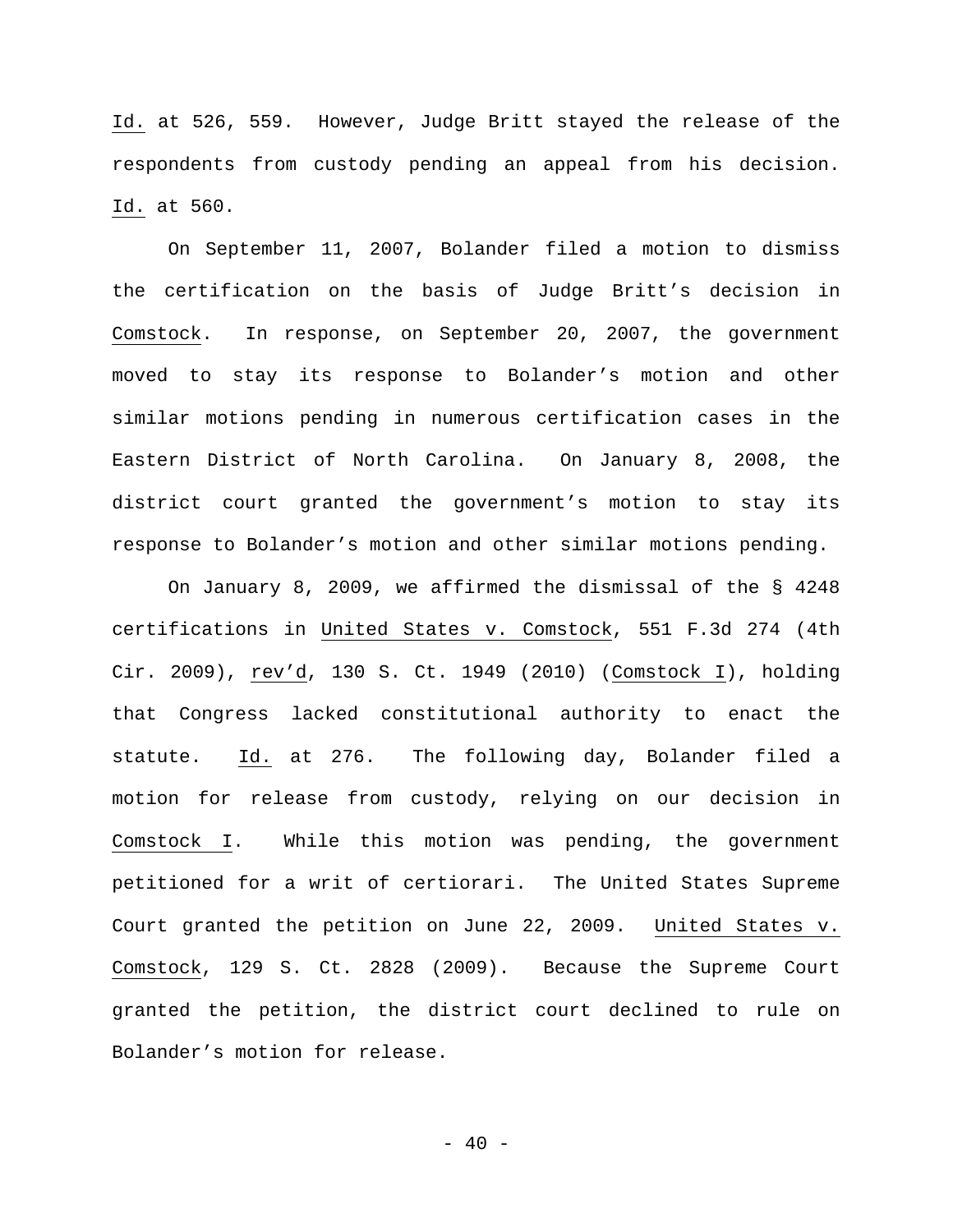Id. at 526, 559. However, Judge Britt stayed the release of the respondents from custody pending an appeal from his decision. Id. at 560.

On September 11, 2007, Bolander filed a motion to dismiss the certification on the basis of Judge Britt's decision in Comstock. In response, on September 20, 2007, the government moved to stay its response to Bolander's motion and other similar motions pending in numerous certification cases in the Eastern District of North Carolina. On January 8, 2008, the district court granted the government's motion to stay its response to Bolander's motion and other similar motions pending.

On January 8, 2009, we affirmed the dismissal of the § 4248 certifications in United States v. Comstock, 551 F.3d 274 (4th Cir. 2009), rev'd, 130 S. Ct. 1949 (2010) (Comstock I), holding that Congress lacked constitutional authority to enact the statute. Id. at 276. The following day, Bolander filed a motion for release from custody, relying on our decision in Comstock I. While this motion was pending, the government petitioned for a writ of certiorari. The United States Supreme Court granted the petition on June 22, 2009. United States v. Comstock, 129 S. Ct. 2828 (2009). Because the Supreme Court granted the petition, the district court declined to rule on Bolander's motion for release.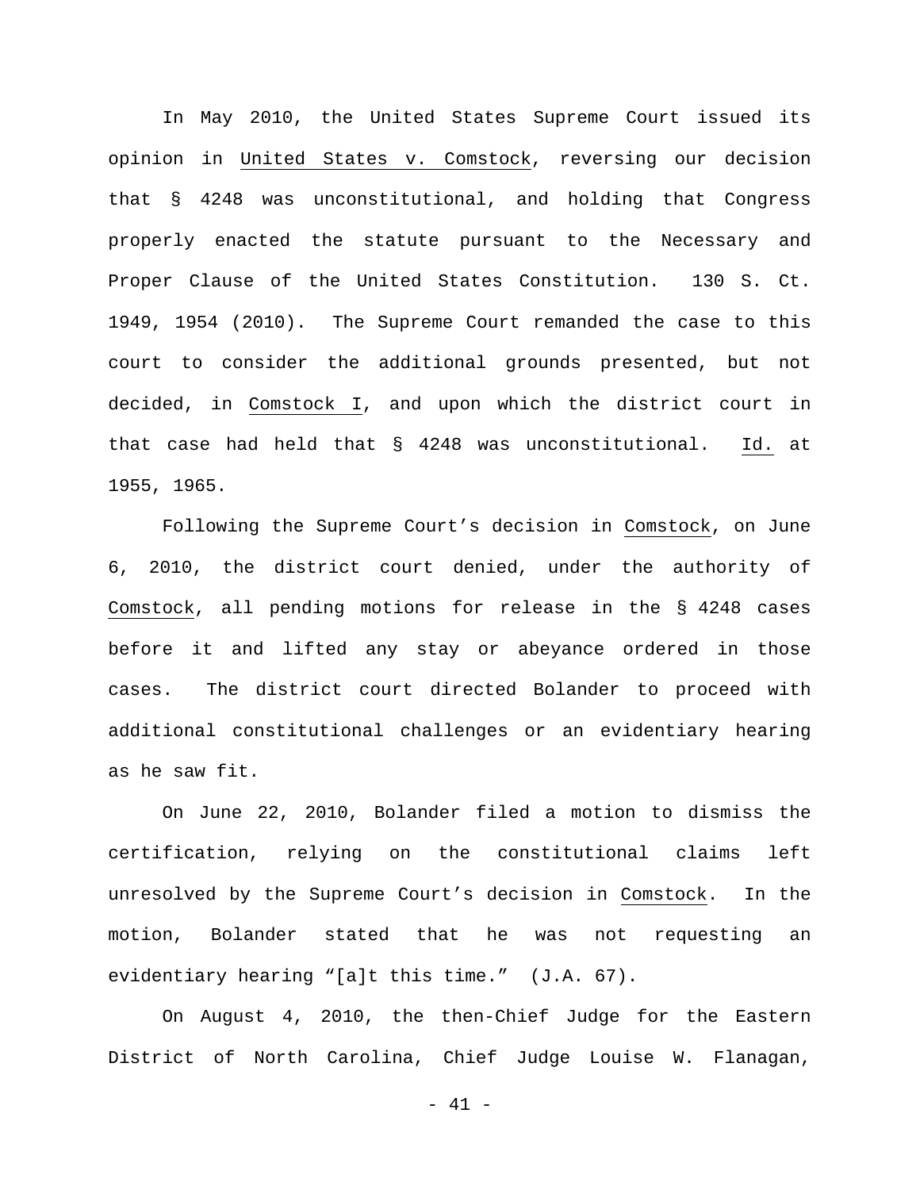In May 2010, the United States Supreme Court issued its opinion in United States v. Comstock, reversing our decision that § 4248 was unconstitutional, and holding that Congress properly enacted the statute pursuant to the Necessary and Proper Clause of the United States Constitution. 130 S. Ct. 1949, 1954 (2010). The Supreme Court remanded the case to this court to consider the additional grounds presented, but not decided, in Comstock I, and upon which the district court in that case had held that § 4248 was unconstitutional. Id. at 1955, 1965.

Following the Supreme Court's decision in Comstock, on June 6, 2010, the district court denied, under the authority of Comstock, all pending motions for release in the § 4248 cases before it and lifted any stay or abeyance ordered in those cases. The district court directed Bolander to proceed with additional constitutional challenges or an evidentiary hearing as he saw fit.

On June 22, 2010, Bolander filed a motion to dismiss the certification, relying on the constitutional claims left unresolved by the Supreme Court's decision in Comstock. In the motion, Bolander stated that he was not requesting an evidentiary hearing "[a]t this time." (J.A. 67).

On August 4, 2010, the then-Chief Judge for the Eastern District of North Carolina, Chief Judge Louise W. Flanagan,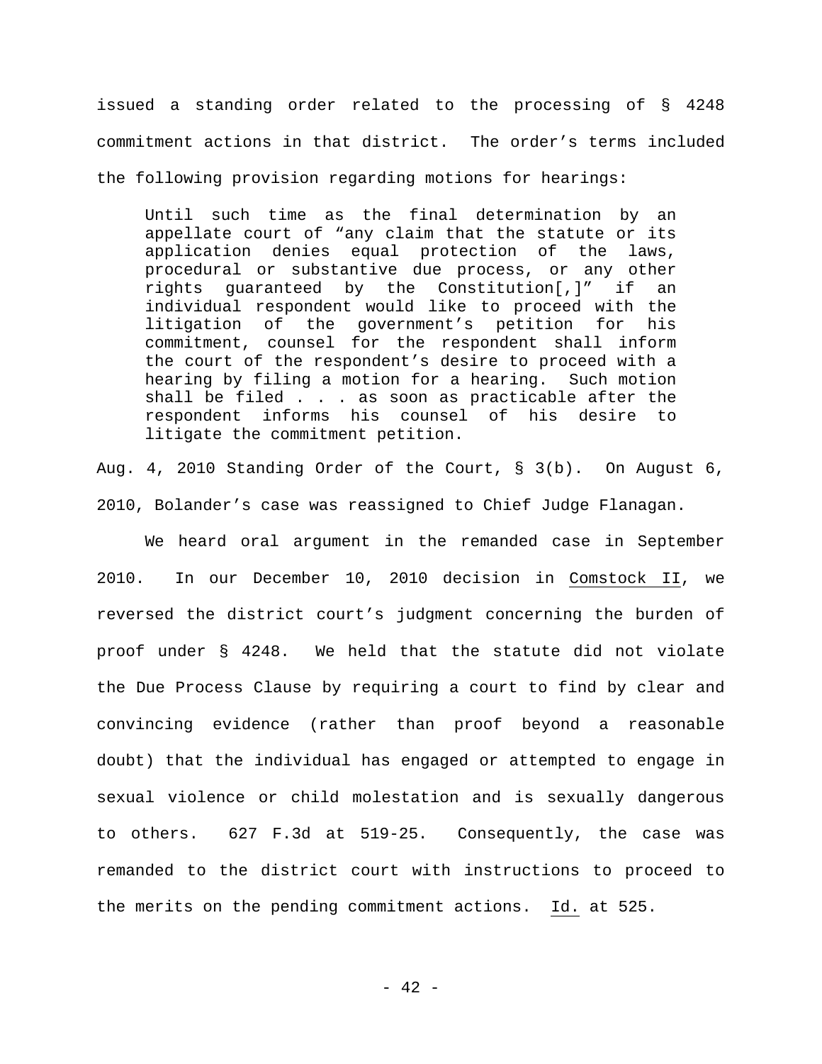issued a standing order related to the processing of § 4248 commitment actions in that district. The order's terms included the following provision regarding motions for hearings:

> Until such time as the final determination by an appellate court of "any claim that the statute or its application denies equal protection of the laws, procedural or substantive due process, or any other rights guaranteed by the Constitution[,]" if an individual respondent would like to proceed with the litigation of the government's petition for his commitment, counsel for the respondent shall inform the court of the respondent's desire to proceed with a hearing by filing a motion for a hearing. Such motion shall be filed . . . as soon as practicable after the respondent informs his counsel of his desire to litigate the commitment petition.

Aug. 4, 2010 Standing Order of the Court, § 3(b). On August 6, 2010, Bolander's case was reassigned to Chief Judge Flanagan.

We heard oral argument in the remanded case in September 2010. In our December 10, 2010 decision in Comstock II, we reversed the district court's judgment concerning the burden of proof under § 4248. We held that the statute did not violate the Due Process Clause by requiring a court to find by clear and convincing evidence (rather than proof beyond a reasonable doubt) that the individual has engaged or attempted to engage in sexual violence or child molestation and is sexually dangerous to others. 627 F.3d at 519-25. Consequently, the case was remanded to the district court with instructions to proceed to the merits on the pending commitment actions. Id. at 525.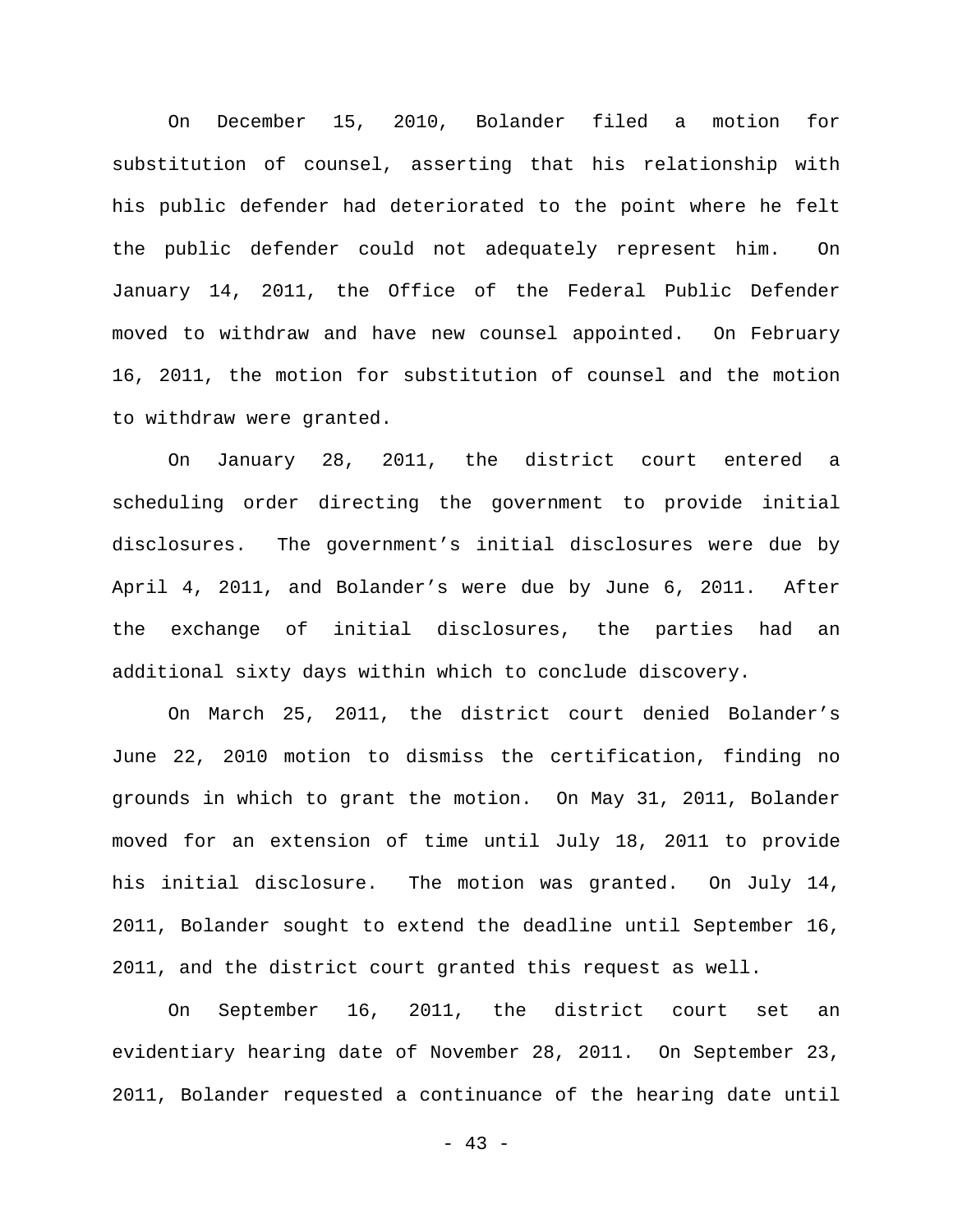On December 15, 2010, Bolander filed a motion for substitution of counsel, asserting that his relationship with his public defender had deteriorated to the point where he felt the public defender could not adequately represent him. On January 14, 2011, the Office of the Federal Public Defender moved to withdraw and have new counsel appointed. On February 16, 2011, the motion for substitution of counsel and the motion to withdraw were granted.

On January 28, 2011, the district court entered a scheduling order directing the government to provide initial disclosures. The government's initial disclosures were due by April 4, 2011, and Bolander's were due by June 6, 2011. After the exchange of initial disclosures, the parties had an additional sixty days within which to conclude discovery.

On March 25, 2011, the district court denied Bolander's June 22, 2010 motion to dismiss the certification, finding no grounds in which to grant the motion. On May 31, 2011, Bolander moved for an extension of time until July 18, 2011 to provide his initial disclosure. The motion was granted. On July 14, 2011, Bolander sought to extend the deadline until September 16, 2011, and the district court granted this request as well.

On September 16, 2011, the district court set an evidentiary hearing date of November 28, 2011. On September 23, 2011, Bolander requested a continuance of the hearing date until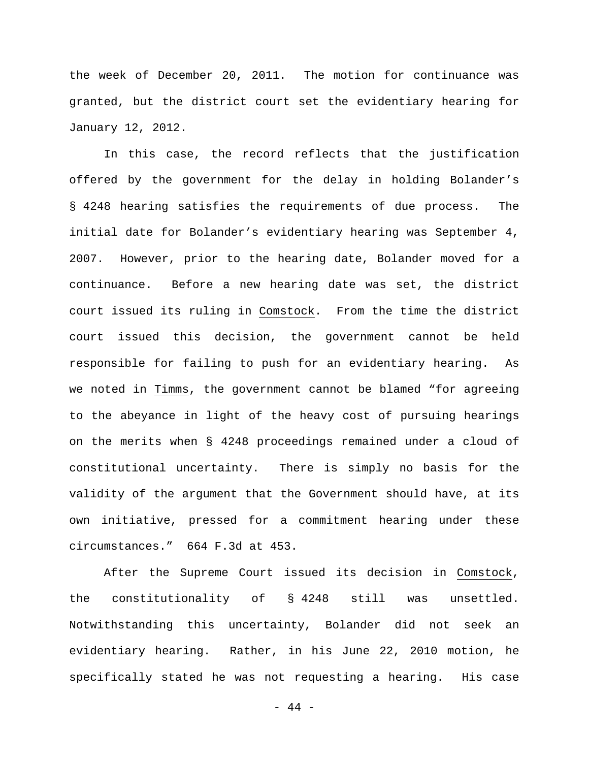the week of December 20, 2011. The motion for continuance was granted, but the district court set the evidentiary hearing for January 12, 2012.

In this case, the record reflects that the justification offered by the government for the delay in holding Bolander's § 4248 hearing satisfies the requirements of due process. The initial date for Bolander's evidentiary hearing was September 4, 2007. However, prior to the hearing date, Bolander moved for a continuance. Before a new hearing date was set, the district court issued its ruling in Comstock. From the time the district court issued this decision, the government cannot be held responsible for failing to push for an evidentiary hearing. As we noted in Timms, the government cannot be blamed "for agreeing to the abeyance in light of the heavy cost of pursuing hearings on the merits when § 4248 proceedings remained under a cloud of constitutional uncertainty. There is simply no basis for the validity of the argument that the Government should have, at its own initiative, pressed for a commitment hearing under these circumstances." 664 F.3d at 453.

After the Supreme Court issued its decision in Comstock, the constitutionality of § 4248 still was unsettled. Notwithstanding this uncertainty, Bolander did not seek an evidentiary hearing. Rather, in his June 22, 2010 motion, he specifically stated he was not requesting a hearing. His case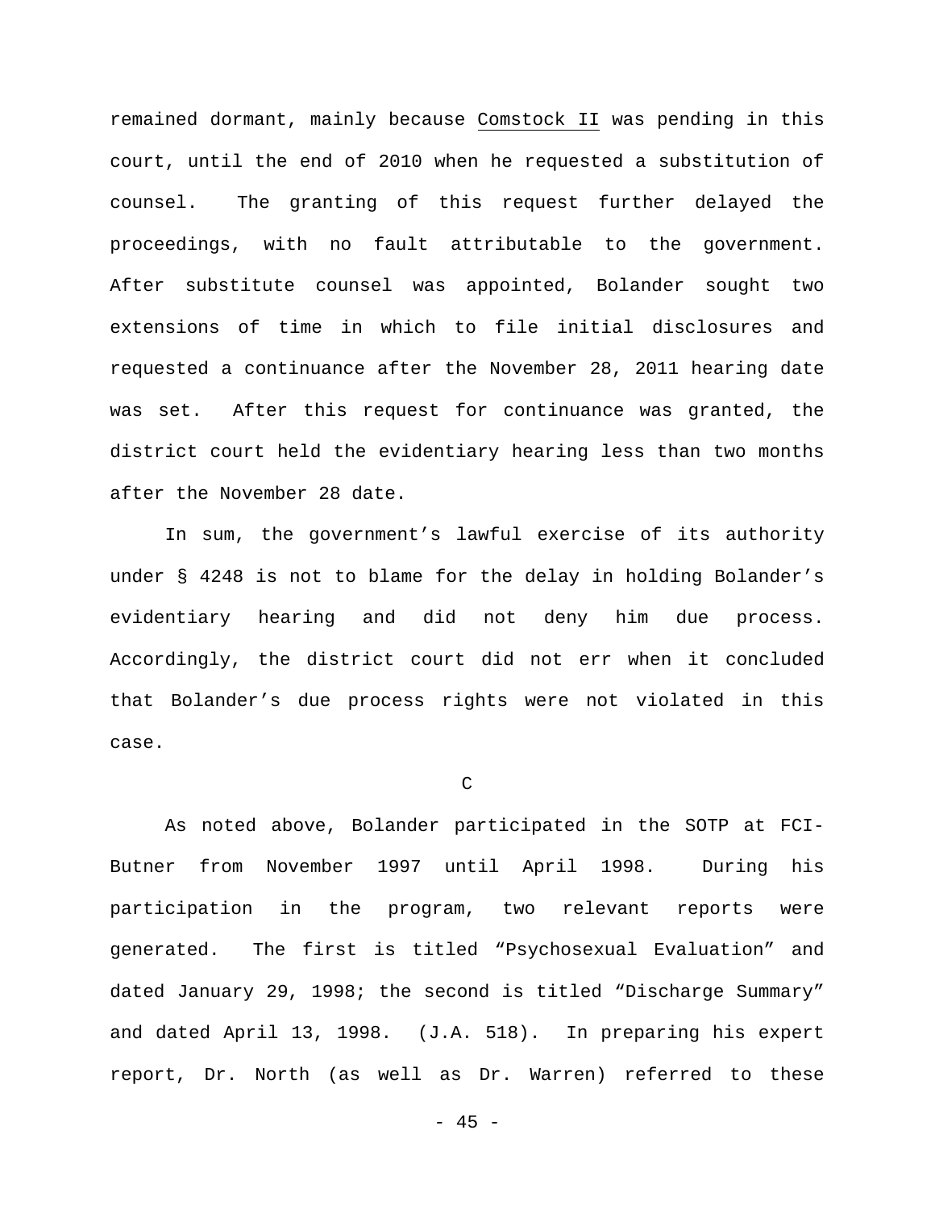remained dormant, mainly because Comstock II was pending in this court, until the end of 2010 when he requested a substitution of counsel. The granting of this request further delayed the proceedings, with no fault attributable to the government. After substitute counsel was appointed, Bolander sought two extensions of time in which to file initial disclosures and requested a continuance after the November 28, 2011 hearing date was set. After this request for continuance was granted, the district court held the evidentiary hearing less than two months after the November 28 date.

In sum, the government's lawful exercise of its authority under § 4248 is not to blame for the delay in holding Bolander's evidentiary hearing and did not deny him due process. Accordingly, the district court did not err when it concluded that Bolander's due process rights were not violated in this case.

C

As noted above, Bolander participated in the SOTP at FCI-Butner from November 1997 until April 1998. During his participation in the program, two relevant reports were generated. The first is titled "Psychosexual Evaluation" and dated January 29, 1998; the second is titled "Discharge Summary" and dated April 13, 1998. (J.A. 518). In preparing his expert report, Dr. North (as well as Dr. Warren) referred to these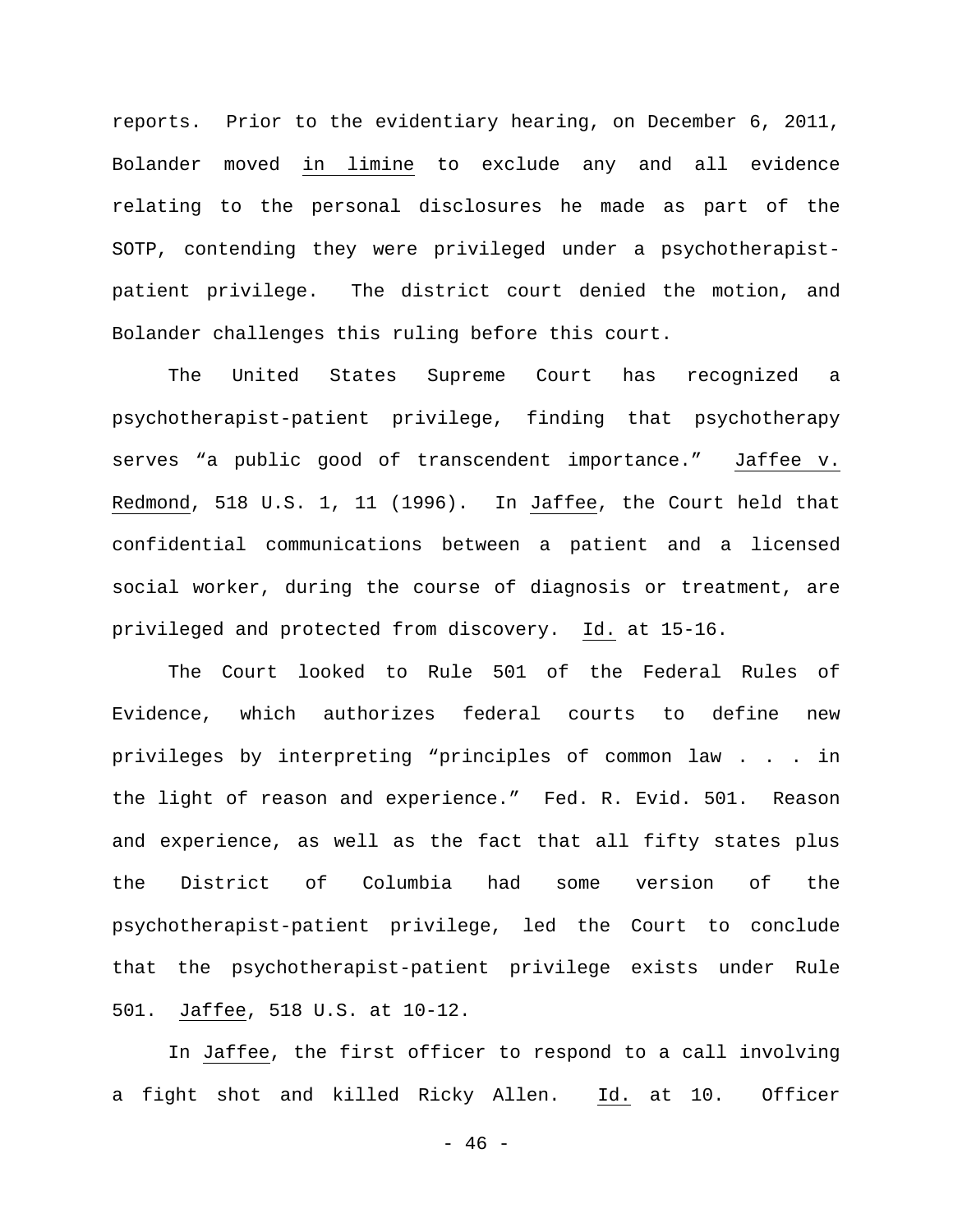reports. Prior to the evidentiary hearing, on December 6, 2011, Bolander moved in limine to exclude any and all evidence relating to the personal disclosures he made as part of the SOTP, contending they were privileged under a psychotherapist-patient privilege. The district court denied the motion, and Bolander challenges this ruling before this court.

The United States Supreme Court has recognized a psychotherapist-patient privilege, finding that psychotherapy serves "a public good of transcendent importance." Jaffee v. Redmond, 518 U.S. 1, 11 (1996). In Jaffee, the Court held that confidential communications between a patient and a licensed social worker, during the course of diagnosis or treatment, are privileged and protected from discovery. Id. at 15-16.

The Court looked to Rule 501 of the Federal Rules of Evidence, which authorizes federal courts to define new privileges by interpreting "principles of common law . . . in the light of reason and experience." Fed. R. Evid. 501. Reason and experience, as well as the fact that all fifty states plus the District of Columbia had some version of the psychotherapist-patient privilege, led the Court to conclude that the psychotherapist-patient privilege exists under Rule 501. Jaffee, 518 U.S. at 10-12.

In Jaffee, the first officer to respond to a call involving a fight shot and killed Ricky Allen. Id. at 10. Officer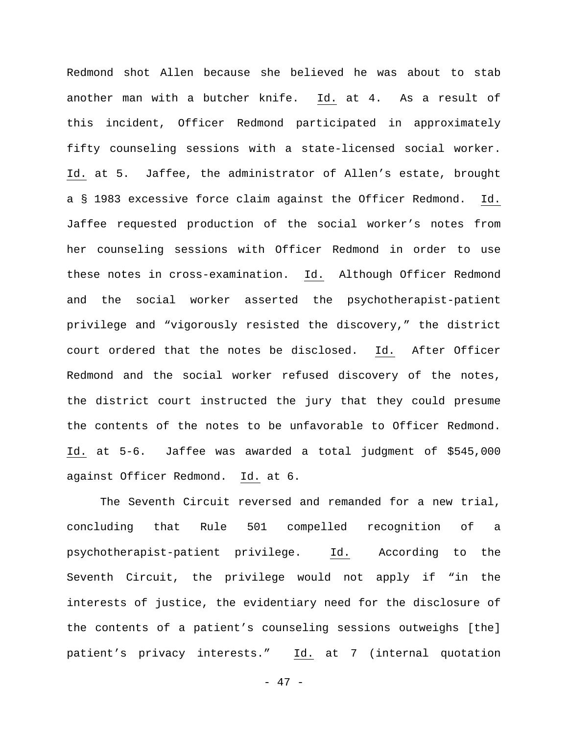Redmond shot Allen because she believed he was about to stab another man with a butcher knife. Id. at 4. As a result of this incident, Officer Redmond participated in approximately fifty counseling sessions with a state-licensed social worker. Id. at 5. Jaffee, the administrator of Allen's estate, brought a § 1983 excessive force claim against the Officer Redmond. Id. Jaffee requested production of the social worker's notes from her counseling sessions with Officer Redmond in order to use these notes in cross-examination. Id. Although Officer Redmond and the social worker asserted the psychotherapist-patient privilege and "vigorously resisted the discovery," the district court ordered that the notes be disclosed. Id. After Officer Redmond and the social worker refused discovery of the notes, the district court instructed the jury that they could presume the contents of the notes to be unfavorable to Officer Redmond. Id. at 5-6. Jaffee was awarded a total judgment of $545,000 against Officer Redmond. Id. at 6.

The Seventh Circuit reversed and remanded for a new trial, concluding that Rule 501 compelled recognition of a psychotherapist-patient privilege. Id. According to the Seventh Circuit, the privilege would not apply if "in the interests of justice, the evidentiary need for the disclosure of the contents of a patient's counseling sessions outweighs [the] patient's privacy interests." Id. at 7 (internal quotation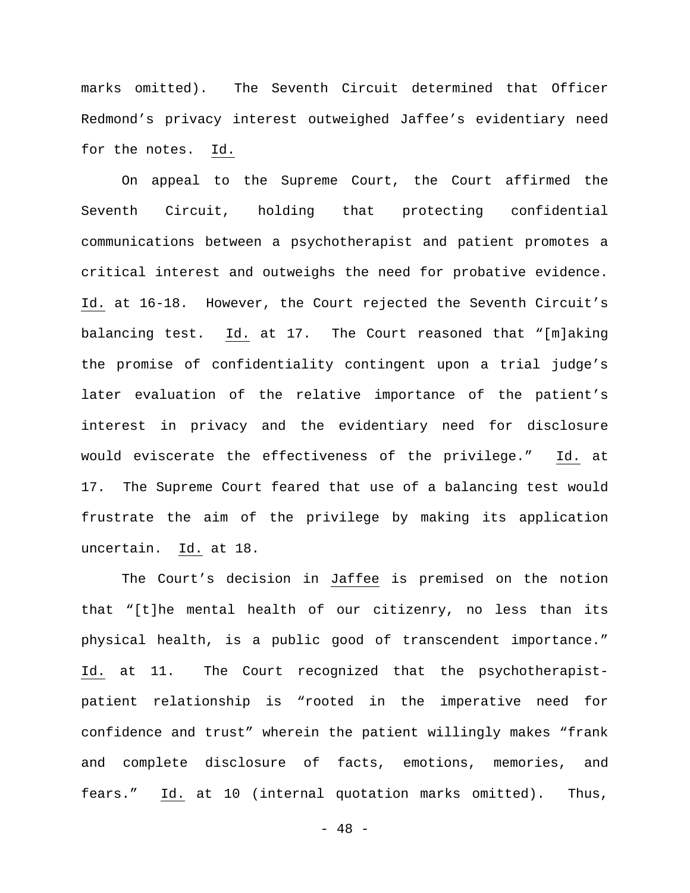marks omitted). The Seventh Circuit determined that Officer Redmond's privacy interest outweighed Jaffee's evidentiary need for the notes. Id.

On appeal to the Supreme Court, the Court affirmed the Seventh Circuit, holding that protecting confidential communications between a psychotherapist and patient promotes a critical interest and outweighs the need for probative evidence. Id. at 16-18. However, the Court rejected the Seventh Circuit's balancing test. Id. at 17. The Court reasoned that "[m]aking the promise of confidentiality contingent upon a trial judge's later evaluation of the relative importance of the patient's interest in privacy and the evidentiary need for disclosure would eviscerate the effectiveness of the privilege." Id. at 17. The Supreme Court feared that use of a balancing test would frustrate the aim of the privilege by making its application uncertain. Id. at 18.

The Court's decision in Jaffee is premised on the notion that "[t]he mental health of our citizenry, no less than its physical health, is a public good of transcendent importance." Id. at 11. The Court recognized that the psychotherapist-patient relationship is "rooted in the imperative need for confidence and trust" wherein the patient willingly makes "frank and complete disclosure of facts, emotions, memories, and fears." Id. at 10 (internal quotation marks omitted). Thus,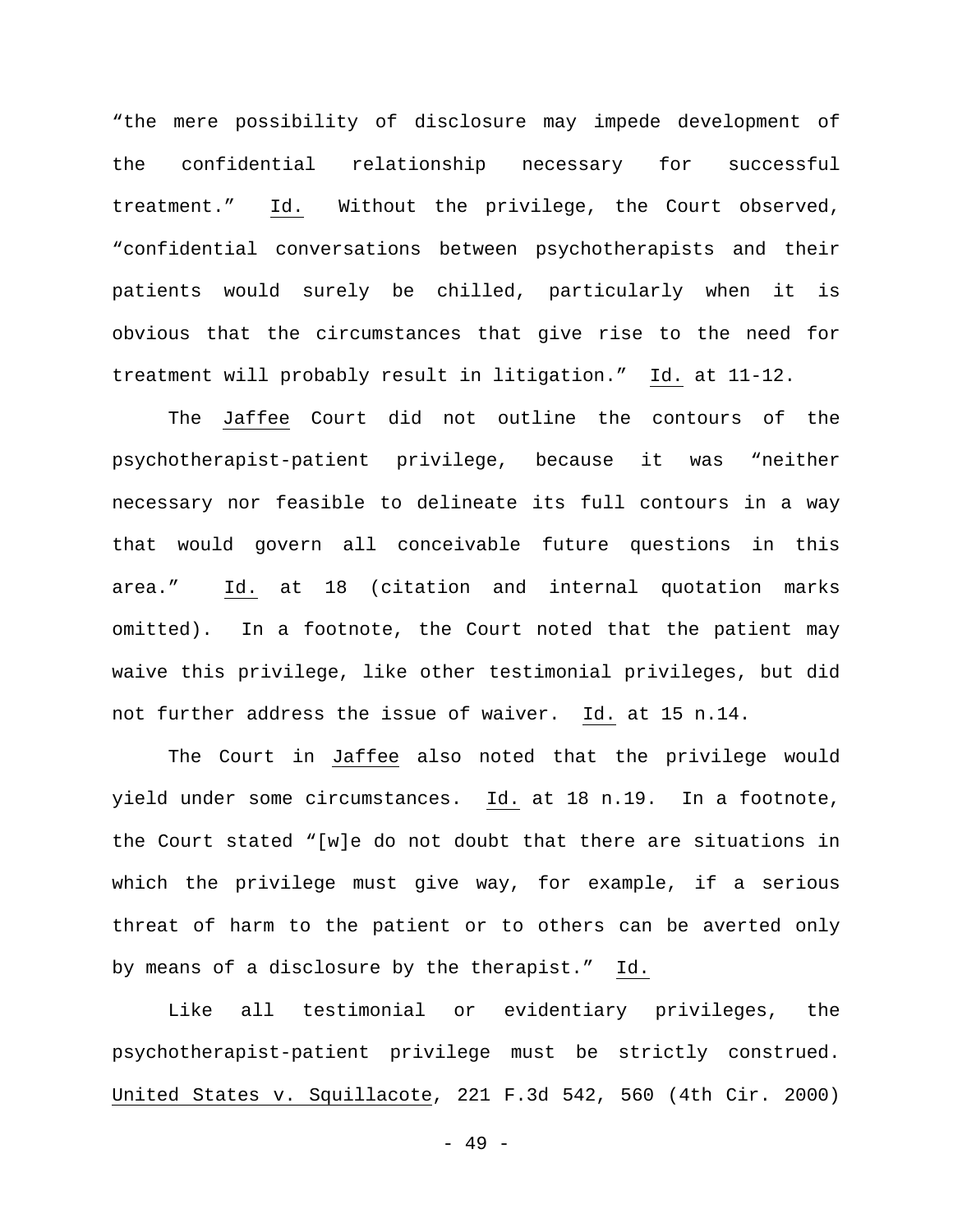"the mere possibility of disclosure may impede development of the confidential relationship necessary for successful treatment." Id. Without the privilege, the Court observed, "confidential conversations between psychotherapists and their patients would surely be chilled, particularly when it is obvious that the circumstances that give rise to the need for treatment will probably result in litigation." Id. at 11-12.

The Jaffee Court did not outline the contours of the psychotherapist-patient privilege, because it was "neither necessary nor feasible to delineate its full contours in a way that would govern all conceivable future questions in this area." Id. at 18 (citation and internal quotation marks omitted). In a footnote, the Court noted that the patient may waive this privilege, like other testimonial privileges, but did not further address the issue of waiver. Id. at 15 n.14.

The Court in Jaffee also noted that the privilege would yield under some circumstances. Id. at 18 n.19. In a footnote, the Court stated "[w]e do not doubt that there are situations in which the privilege must give way, for example, if a serious threat of harm to the patient or to others can be averted only by means of a disclosure by the therapist." Id.

Like all testimonial or evidentiary privileges, the psychotherapist-patient privilege must be strictly construed. United States v. Squillacote, 221 F.3d 542, 560 (4th Cir. 2000)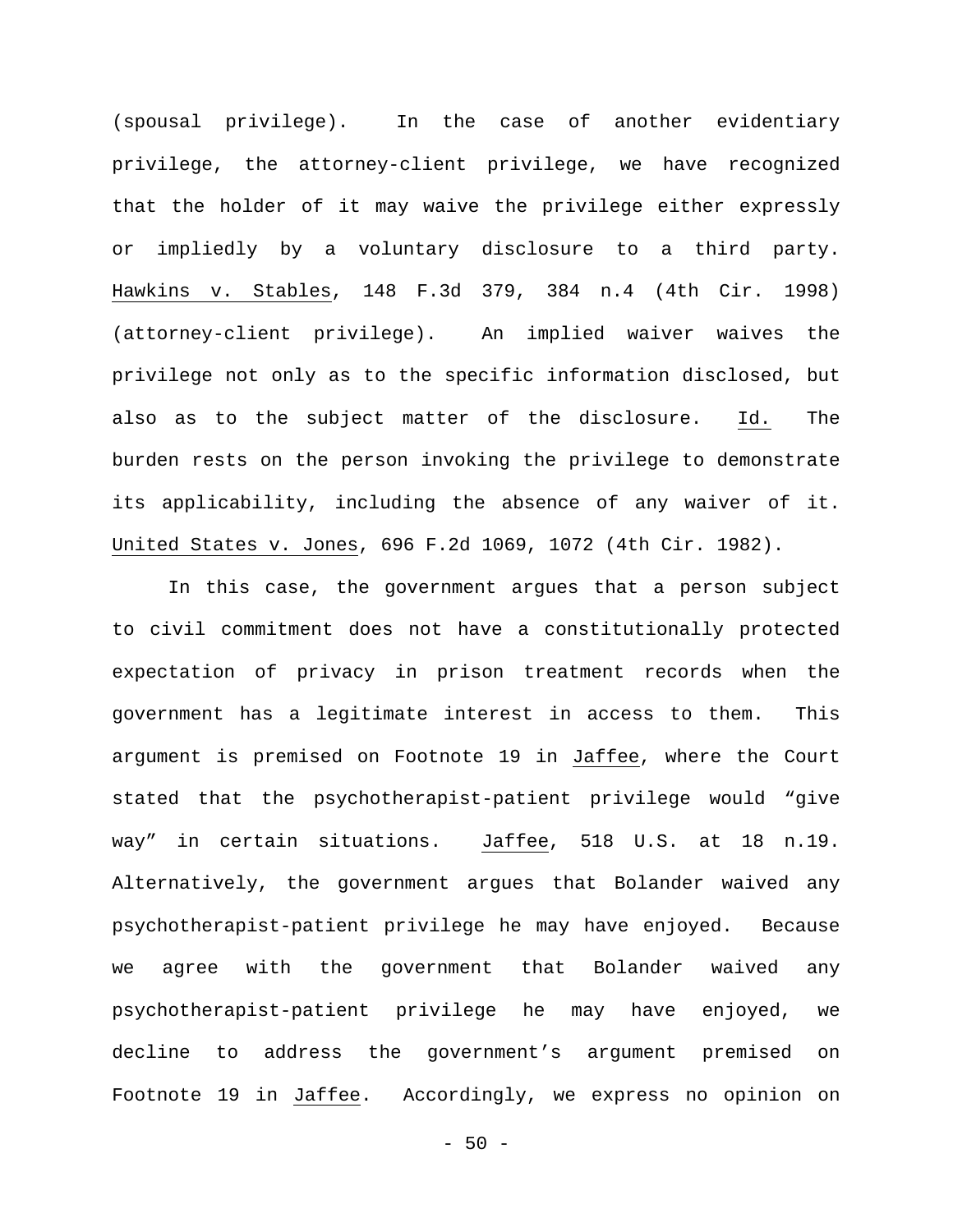(spousal privilege). In the case of another evidentiary privilege, the attorney-client privilege, we have recognized that the holder of it may waive the privilege either expressly or impliedly by a voluntary disclosure to a third party. Hawkins v. Stables, 148 F.3d 379, 384 n.4 (4th Cir. 1998) (attorney-client privilege). An implied waiver waives the privilege not only as to the specific information disclosed, but also as to the subject matter of the disclosure. Id. The burden rests on the person invoking the privilege to demonstrate its applicability, including the absence of any waiver of it. United States v. Jones, 696 F.2d 1069, 1072 (4th Cir. 1982).

In this case, the government argues that a person subject to civil commitment does not have a constitutionally protected expectation of privacy in prison treatment records when the government has a legitimate interest in access to them. This argument is premised on Footnote 19 in Jaffee, where the Court stated that the psychotherapist-patient privilege would "give way" in certain situations. Jaffee, 518 U.S. at 18 n.19. Alternatively, the government argues that Bolander waived any psychotherapist-patient privilege he may have enjoyed. Because we agree with the government that Bolander waived any psychotherapist-patient privilege he may have enjoyed, we decline to address the government's argument premised on Footnote 19 in Jaffee. Accordingly, we express no opinion on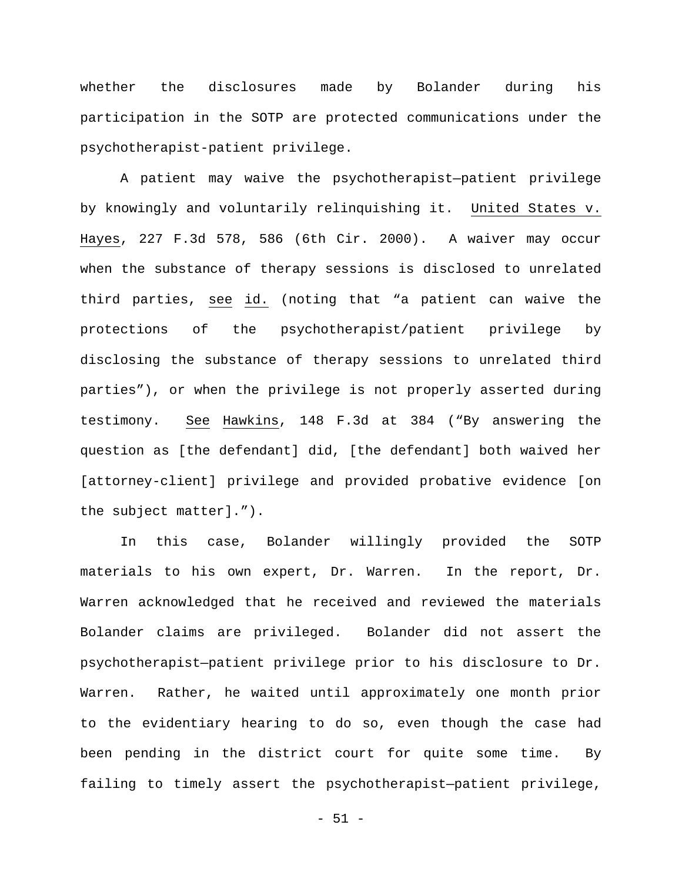whether the disclosures made by Bolander during his participation in the SOTP are protected communications under the psychotherapist-patient privilege.

A patient may waive the psychotherapist–patient privilege by knowingly and voluntarily relinquishing it. United States v. Hayes, 227 F.3d 578, 586 (6th Cir. 2000). A waiver may occur when the substance of therapy sessions is disclosed to unrelated third parties, see id. (noting that "a patient can waive the protections of the psychotherapist/patient privilege by disclosing the substance of therapy sessions to unrelated third parties"), or when the privilege is not properly asserted during testimony. See Hawkins, 148 F.3d at 384 ("By answering the question as [the defendant] did, [the defendant] both waived her [attorney-client] privilege and provided probative evidence [on the subject matter].").

In this case, Bolander willingly provided the SOTP materials to his own expert, Dr. Warren. In the report, Dr. Warren acknowledged that he received and reviewed the materials Bolander claims are privileged. Bolander did not assert the psychotherapist–patient privilege prior to his disclosure to Dr. Warren. Rather, he waited until approximately one month prior to the evidentiary hearing to do so, even though the case had been pending in the district court for quite some time. By failing to timely assert the psychotherapist–patient privilege,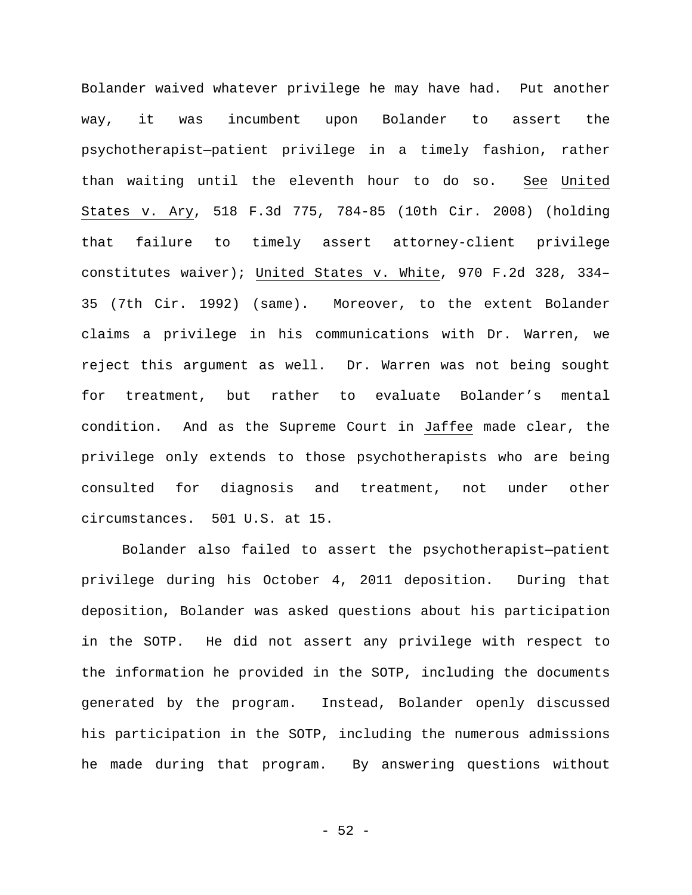Bolander waived whatever privilege he may have had. Put another way, it was incumbent upon Bolander to assert the psychotherapist—patient privilege in a timely fashion, rather than waiting until the eleventh hour to do so. See United States v. Ary, 518 F.3d 775, 784-85 (10th Cir. 2008) (holding that failure to timely assert attorney-client privilege constitutes waiver); United States v. White, 970 F.2d 328, 334–35 (7th Cir. 1992) (same). Moreover, to the extent Bolander claims a privilege in his communications with Dr. Warren, we reject this argument as well. Dr. Warren was not being sought for treatment, but rather to evaluate Bolander's mental condition. And as the Supreme Court in Jaffee made clear, the privilege only extends to those psychotherapists who are being consulted for diagnosis and treatment, not under other circumstances. 501 U.S. at 15.

Bolander also failed to assert the psychotherapist—patient privilege during his October 4, 2011 deposition. During that deposition, Bolander was asked questions about his participation in the SOTP. He did not assert any privilege with respect to the information he provided in the SOTP, including the documents generated by the program. Instead, Bolander openly discussed his participation in the SOTP, including the numerous admissions he made during that program. By answering questions without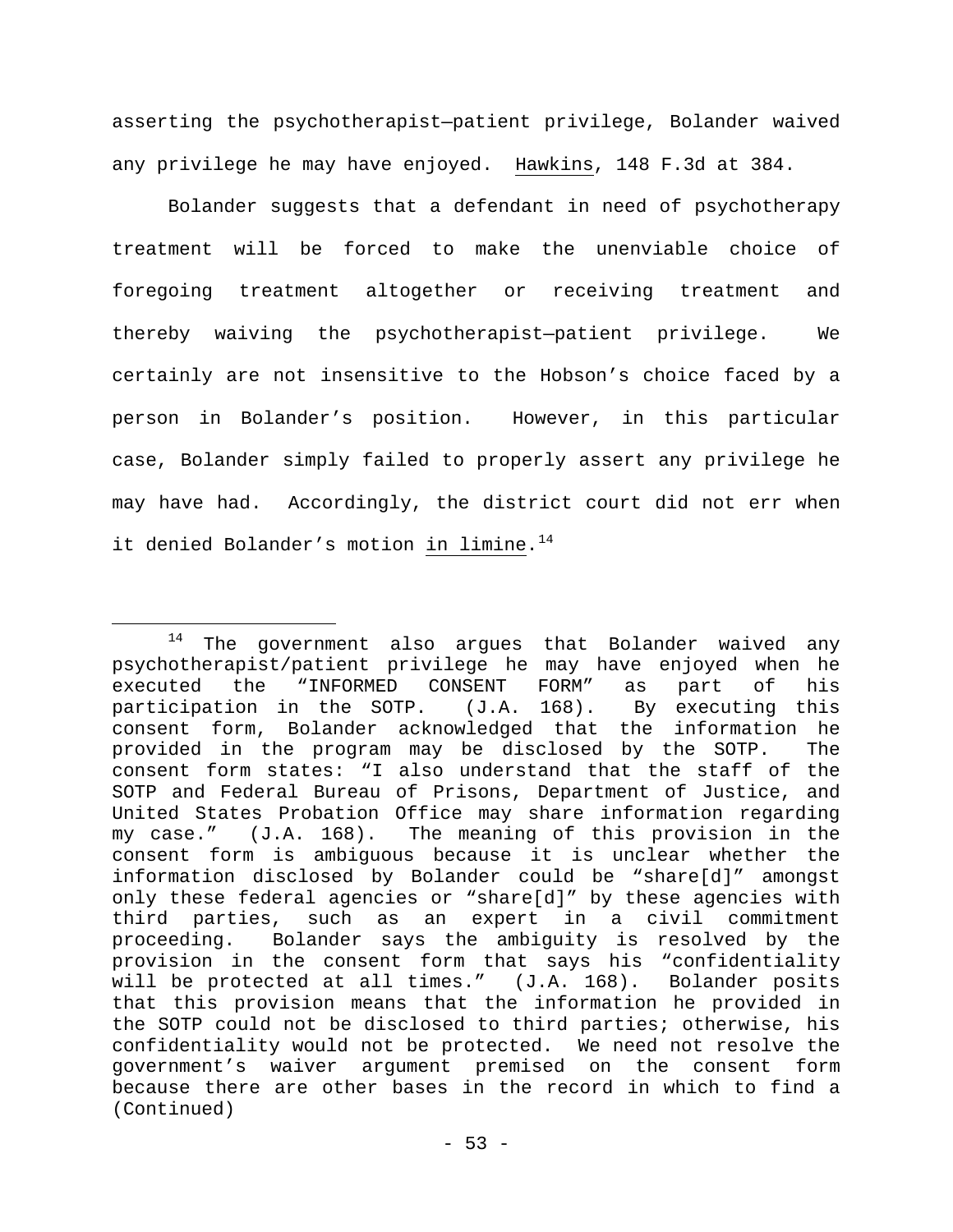asserting the psychotherapist–patient privilege, Bolander waived any privilege he may have enjoyed. Hawkins, 148 F.3d at 384.

Bolander suggests that a defendant in need of psychotherapy treatment will be forced to make the unenviable choice of foregoing treatment altogether or receiving treatment and thereby waiving the psychotherapist–patient privilege. We certainly are not insensitive to the Hobson's choice faced by a person in Bolander's position. However, in this particular case, Bolander simply failed to properly assert any privilege he may have had. Accordingly, the district court did not err when it denied Bolander's motion in limine.[14]

---

[14] The government also argues that Bolander waived any psychotherapist/patient privilege he may have enjoyed when he executed the "INFORMED CONSENT FORM" as part of his participation in the SOTP. (J.A. 168). By executing this consent form, Bolander acknowledged that the information he provided in the program may be disclosed by the SOTP. The consent form states: "I also understand that the staff of the SOTP and Federal Bureau of Prisons, Department of Justice, and United States Probation Office may share information regarding my case." (J.A. 168). The meaning of this provision in the consent form is ambiguous because it is unclear whether the information disclosed by Bolander could be "share[d]" amongst only these federal agencies or "share[d]" by these agencies with third parties, such as an expert in a civil commitment proceeding. Bolander says the ambiguity is resolved by the provision in the consent form that says his "confidentiality will be protected at all times." (J.A. 168). Bolander posits that this provision means that the information he provided in the SOTP could not be disclosed to third parties; otherwise, his confidentiality would not be protected. We need not resolve the government's waiver argument premised on the consent form because there are other bases in the record in which to find a (Continued)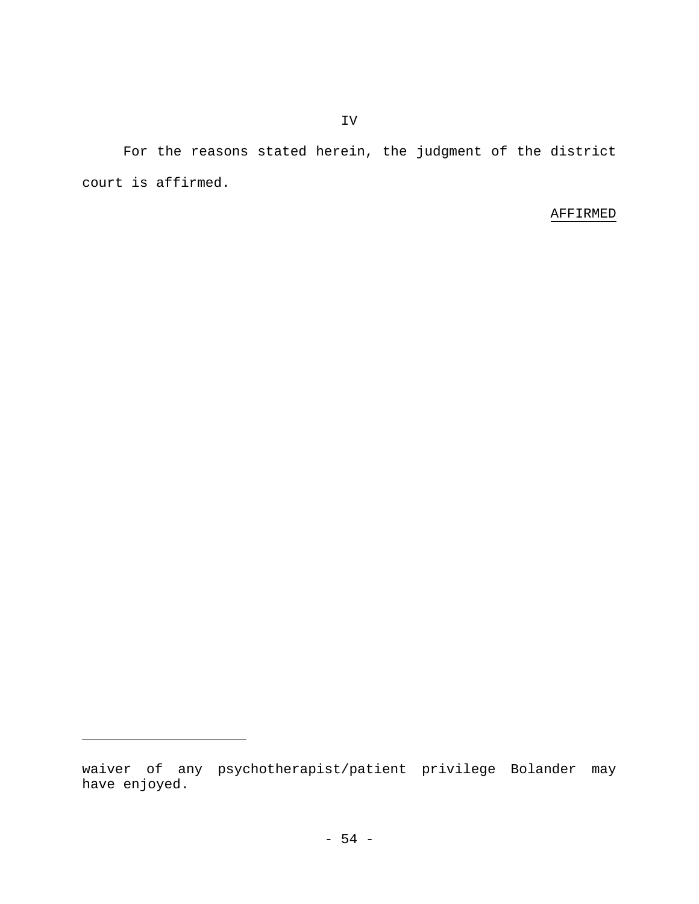IV

For the reasons stated herein, the judgment of the district court is affirmed.

AFFIRMED

---

waiver of any psychotherapist/patient privilege Bolander may have enjoyed.